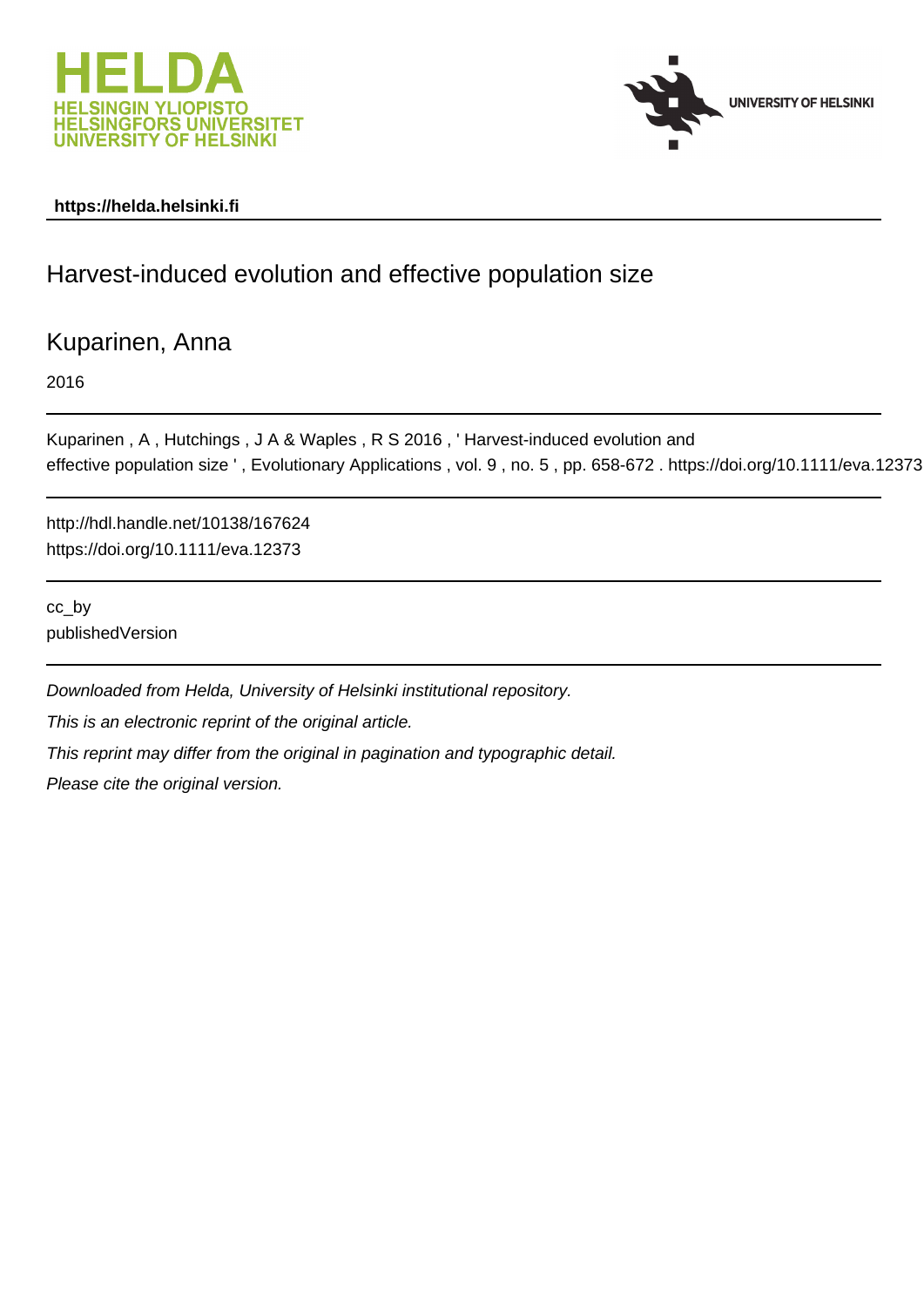https://helda.helsinki.fi

# Harvest-induced evolution and effective population size

Kuparinen, Anna

2016

Kuparinen , A , Hutchings , J A & Waples , R S 2016 , ' Harvest-induced evolution and effective population size ' , Evolutionary Applications , vol. 9 , no. 5 , pp. 658-672 . https://doi.org/10.1111/eva.12373

http://hdl.handle.net/10138/167624
https://doi.org/10.1111/eva.12373

cc_by
publishedVersion

*Downloaded from Helda, University of Helsinki institutional repository.*

*This is an electronic reprint of the original article.*

*This reprint may differ from the original in pagination and typographic detail.*

*Please cite the original version.*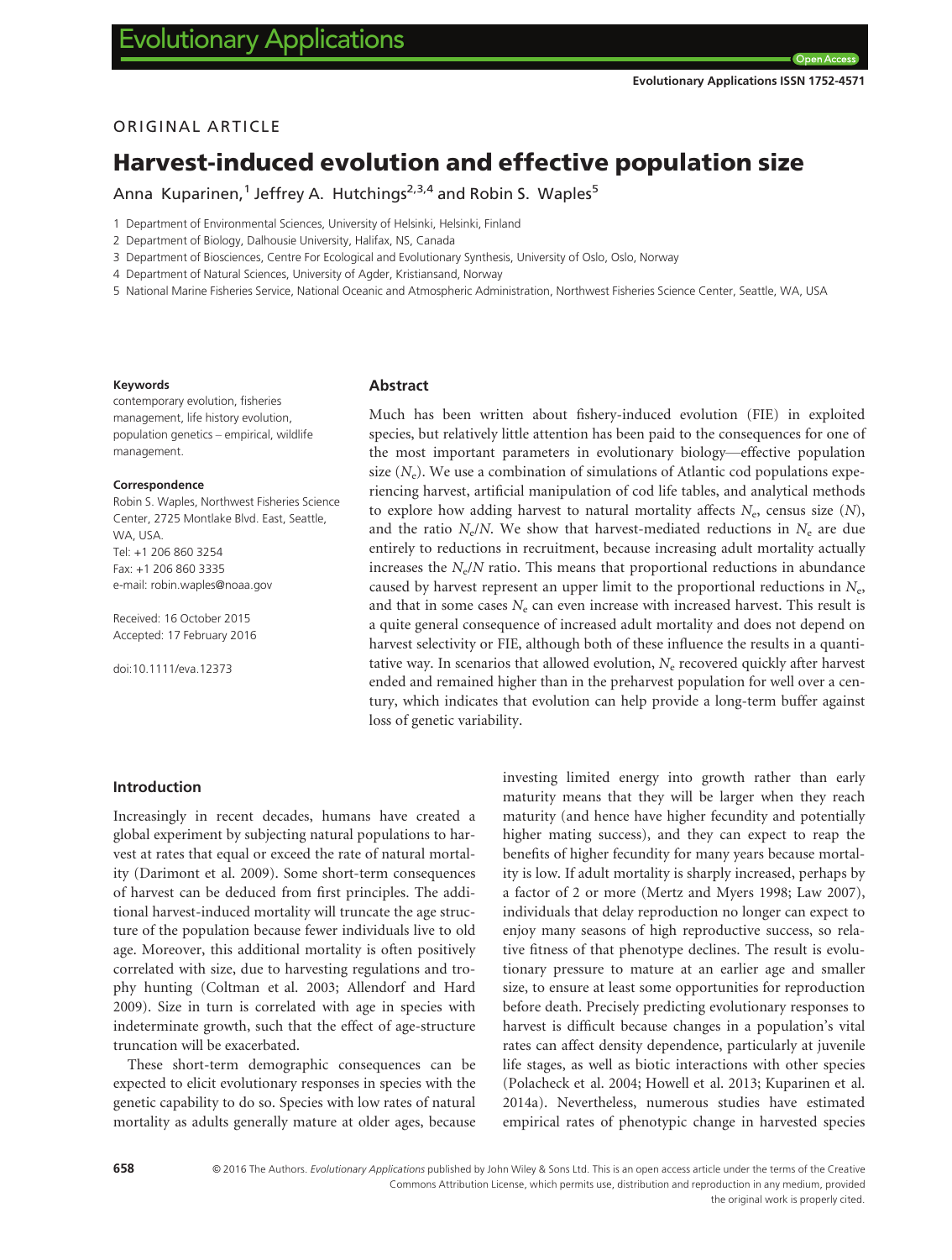ORIGINAL ARTICLE

# Harvest-induced evolution and effective population size

Anna Kuparinen,[1] Jeffrey A. Hutchings[2,3,4] and Robin S. Waples[5]

1 Department of Environmental Sciences, University of Helsinki, Helsinki, Finland

2 Department of Biology, Dalhousie University, Halifax, NS, Canada

3 Department of Biosciences, Centre For Ecological and Evolutionary Synthesis, University of Oslo, Oslo, Norway

4 Department of Natural Sciences, University of Agder, Kristiansand, Norway

5 National Marine Fisheries Service, National Oceanic and Atmospheric Administration, Northwest Fisheries Science Center, Seattle, WA, USA

**Keywords**

contemporary evolution, fisheries management, life history evolution, population genetics – empirical, wildlife management.

**Correspondence**

Robin S. Waples, Northwest Fisheries Science Center, 2725 Montlake Blvd. East, Seattle, WA, USA.
Tel: +1 206 860 3254
Fax: +1 206 860 3335
e-mail: robin.waples@noaa.gov

Received: 16 October 2015
Accepted: 17 February 2016

doi:10.1111/eva.12373

## Abstract

Much has been written about fishery-induced evolution (FIE) in exploited species, but relatively little attention has been paid to the consequences for one of the most important parameters in evolutionary biology—effective population size ($N_e$). We use a combination of simulations of Atlantic cod populations experiencing harvest, artificial manipulation of cod life tables, and analytical methods to explore how adding harvest to natural mortality affects $N_e$, census size ($N$), and the ratio $N_e/N$. We show that harvest-mediated reductions in $N_e$ are due entirely to reductions in recruitment, because increasing adult mortality actually increases the $N_e/N$ ratio. This means that proportional reductions in abundance caused by harvest represent an upper limit to the proportional reductions in $N_e$, and that in some cases $N_e$ can even increase with increased harvest. This result is a quite general consequence of increased adult mortality and does not depend on harvest selectivity or FIE, although both of these influence the results in a quantitative way. In scenarios that allowed evolution, $N_e$ recovered quickly after harvest ended and remained higher than in the preharvest population for well over a century, which indicates that evolution can help provide a long-term buffer against loss of genetic variability.

## Introduction

Increasingly in recent decades, humans have created a global experiment by subjecting natural populations to harvest at rates that equal or exceed the rate of natural mortality (Darimont et al. 2009). Some short-term consequences of harvest can be deduced from first principles. The additional harvest-induced mortality will truncate the age structure of the population because fewer individuals live to old age. Moreover, this additional mortality is often positively correlated with size, due to harvesting regulations and trophy hunting (Coltman et al. 2003; Allendorf and Hard 2009). Size in turn is correlated with age in species with indeterminate growth, such that the effect of age-structure truncation will be exacerbated.

These short-term demographic consequences can be expected to elicit evolutionary responses in species with the genetic capability to do so. Species with low rates of natural mortality as adults generally mature at older ages, because investing limited energy into growth rather than early maturity means that they will be larger when they reach maturity (and hence have higher fecundity and potentially higher mating success), and they can expect to reap the benefits of higher fecundity for many years because mortality is low. If adult mortality is sharply increased, perhaps by a factor of 2 or more (Mertz and Myers 1998; Law 2007), individuals that delay reproduction no longer can expect to enjoy many seasons of high reproductive success, so relative fitness of that phenotype declines. The result is evolutionary pressure to mature at an earlier age and smaller size, to ensure at least some opportunities for reproduction before death. Precisely predicting evolutionary responses to harvest is difficult because changes in a population's vital rates can affect density dependence, particularly at juvenile life stages, as well as biotic interactions with other species (Polacheck et al. 2004; Howell et al. 2013; Kuparinen et al. 2014a). Nevertheless, numerous studies have estimated empirical rates of phenotypic change in harvested species

© 2016 The Authors. *Evolutionary Applications* published by John Wiley & Sons Ltd. This is an open access article under the terms of the Creative Commons Attribution License, which permits use, distribution and reproduction in any medium, provided the original work is properly cited.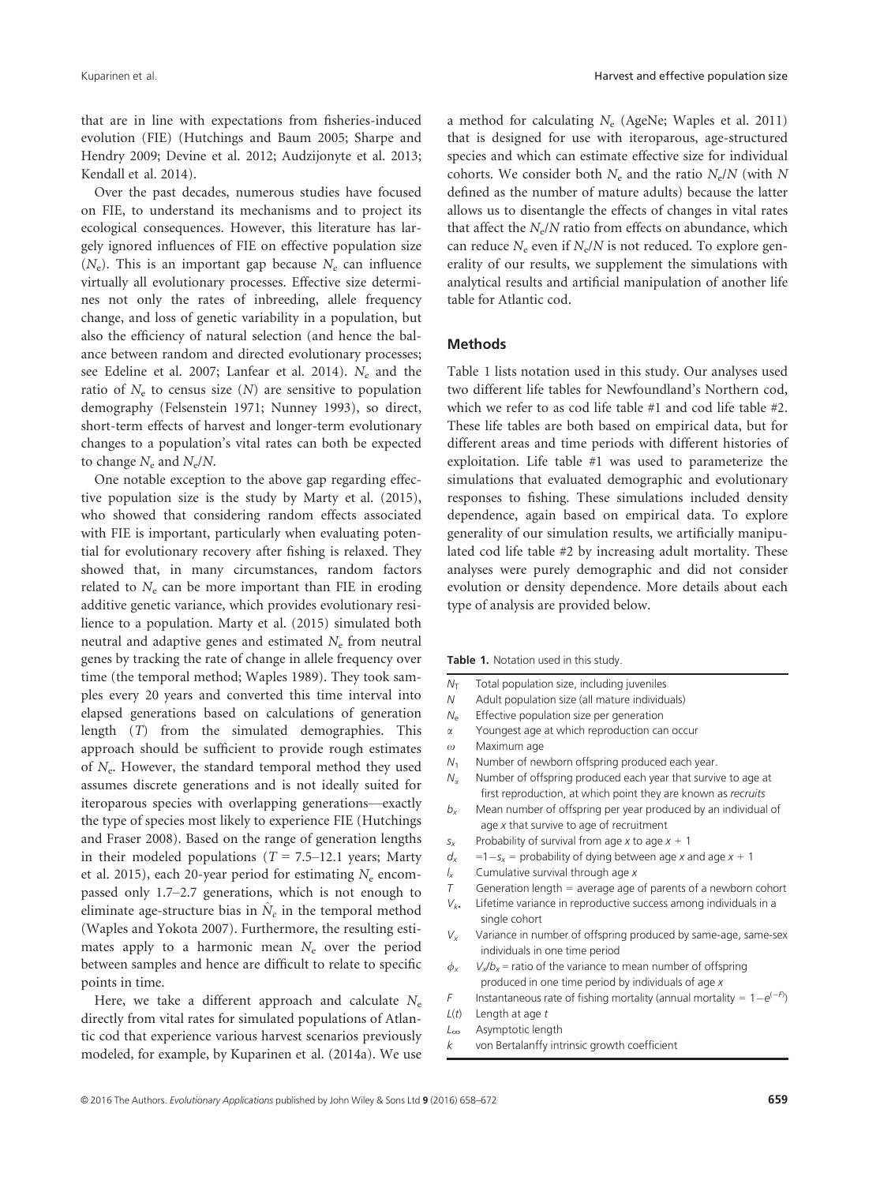that are in line with expectations from fisheries-induced evolution (FIE) (Hutchings and Baum 2005; Sharpe and Hendry 2009; Devine et al. 2012; Audzijonyte et al. 2013; Kendall et al. 2014).

Over the past decades, numerous studies have focused on FIE, to understand its mechanisms and to project its ecological consequences. However, this literature has largely ignored influences of FIE on effective population size ($N_e$). This is an important gap because $N_e$ can influence virtually all evolutionary processes. Effective size determines not only the rates of inbreeding, allele frequency change, and loss of genetic variability in a population, but also the efficiency of natural selection (and hence the balance between random and directed evolutionary processes; see Edeline et al. 2007; Lanfear et al. 2014). $N_e$ and the ratio of $N_e$ to census size ($N$) are sensitive to population demography (Felsenstein 1971; Nunney 1993), so direct, short-term effects of harvest and longer-term evolutionary changes to a population's vital rates can both be expected to change $N_e$ and $N_e/N$.

One notable exception to the above gap regarding effective population size is the study by Marty et al. (2015), who showed that considering random effects associated with FIE is important, particularly when evaluating potential for evolutionary recovery after fishing is relaxed. They showed that, in many circumstances, random factors related to $N_e$ can be more important than FIE in eroding additive genetic variance, which provides evolutionary resilience to a population. Marty et al. (2015) simulated both neutral and adaptive genes and estimated $N_e$ from neutral genes by tracking the rate of change in allele frequency over time (the temporal method; Waples 1989). They took samples every 20 years and converted this time interval into elapsed generations based on calculations of generation length ($T$) from the simulated demographies. This approach should be sufficient to provide rough estimates of $N_e$. However, the standard temporal method they used assumes discrete generations and is not ideally suited for iteroparous species with overlapping generations—exactly the type of species most likely to experience FIE (Hutchings and Fraser 2008). Based on the range of generation lengths in their modeled populations ($T$ = 7.5–12.1 years; Marty et al. 2015), each 20-year period for estimating $N_e$ encompassed only 1.7–2.7 generations, which is not enough to eliminate age-structure bias in $\hat{N}_e$ in the temporal method (Waples and Yokota 2007). Furthermore, the resulting estimates apply to a harmonic mean $N_e$ over the period between samples and hence are difficult to relate to specific points in time.

Here, we take a different approach and calculate $N_e$ directly from vital rates for simulated populations of Atlantic cod that experience various harvest scenarios previously modeled, for example, by Kuparinen et al. (2014a). We use a method for calculating $N_e$ (AgeNe; Waples et al. 2011) that is designed for use with iteroparous, age-structured species and which can estimate effective size for individual cohorts. We consider both $N_e$ and the ratio $N_e/N$ (with $N$ defined as the number of mature adults) because the latter allows us to disentangle the effects of changes in vital rates that affect the $N_e/N$ ratio from effects on abundance, which can reduce $N_e$ even if $N_e/N$ is not reduced. To explore generality of our results, we supplement the simulations with analytical results and artificial manipulation of another life table for Atlantic cod.

## Methods

Table 1 lists notation used in this study. Our analyses used two different life tables for Newfoundland's Northern cod, which we refer to as cod life table #1 and cod life table #2. These life tables are both based on empirical data, but for different areas and time periods with different histories of exploitation. Life table #1 was used to parameterize the simulations that evaluated demographic and evolutionary responses to fishing. These simulations included density dependence, again based on empirical data. To explore generality of our simulation results, we artificially manipulated cod life table #2 by increasing adult mortality. These analyses were purely demographic and did not consider evolution or density dependence. More details about each type of analysis are provided below.

**Table 1.** Notation used in this study.

| Symbol | Definition |
|---|---|
| $N_T$ | Total population size, including juveniles |
| $N$ | Adult population size (all mature individuals) |
| $N_e$ | Effective population size per generation |
| $\alpha$ | Youngest age at which reproduction can occur |
| $\omega$ | Maximum age |
| $N_1$ | Number of newborn offspring produced each year. |
| $N_\alpha$ | Number of offspring produced each year that survive to age at first reproduction, at which point they are known as *recruits* |
| $b_x$ | Mean number of offspring per year produced by an individual of age $x$ that survive to age of recruitment |
| $s_x$ | Probability of survival from age $x$ to age $x + 1$ |
| $d_x$ | $=1-s_x$ = probability of dying between age $x$ and age $x + 1$ |
| $l_x$ | Cumulative survival through age $x$ |
| $T$ | Generation length = average age of parents of a newborn cohort |
| $V_{k\bullet}$ | Lifetime variance in reproductive success among individuals in a single cohort |
| $V_x$ | Variance in number of offspring produced by same-age, same-sex individuals in one time period |
| $\phi_x$ | $V_x/b_x$ = ratio of the variance to mean number of offspring produced in one time period by individuals of age $x$ |
| $F$ | Instantaneous rate of fishing mortality (annual mortality = $1-e^{(-F)}$) |
| $L(t)$ | Length at age $t$ |
| $L_\infty$ | Asymptotic length |
| $k$ | von Bertalanffy intrinsic growth coefficient |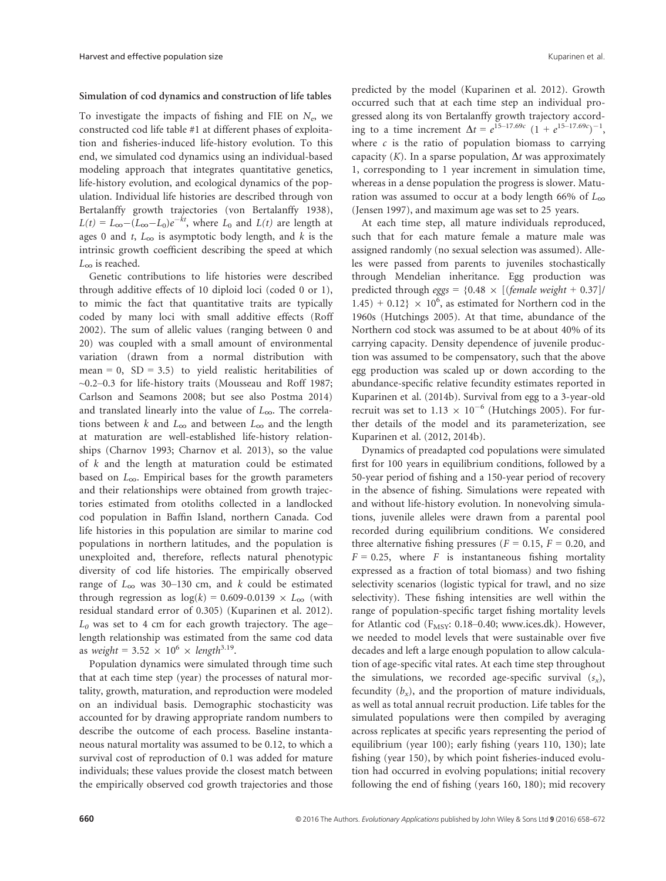### Simulation of cod dynamics and construction of life tables

To investigate the impacts of fishing and FIE on $N_e$, we constructed cod life table #1 at different phases of exploitation and fisheries-induced life-history evolution. To this end, we simulated cod dynamics using an individual-based modeling approach that integrates quantitative genetics, life-history evolution, and ecological dynamics of the population. Individual life histories are described through von Bertalanffy growth trajectories (von Bertalanffy 1938), $L(t) = L_\infty - (L_\infty - L_0)e^{-kt}$, where $L_0$ and $L(t)$ are length at ages 0 and $t$, $L_\infty$ is asymptotic body length, and $k$ is the intrinsic growth coefficient describing the speed at which $L_\infty$ is reached.

Genetic contributions to life histories were described through additive effects of 10 diploid loci (coded 0 or 1), to mimic the fact that quantitative traits are typically coded by many loci with small additive effects (Roff 2002). The sum of allelic values (ranging between 0 and 20) was coupled with a small amount of environmental variation (drawn from a normal distribution with mean = 0, SD = 3.5) to yield realistic heritabilities of ~0.2–0.3 for life-history traits (Mousseau and Roff 1987; Carlson and Seamons 2008; but see also Postma 2014) and translated linearly into the value of $L_\infty$. The correlations between $k$ and $L_\infty$ and between $L_\infty$ and the length at maturation are well-established life-history relationships (Charnov 1993; Charnov et al. 2013), so the value of $k$ and the length at maturation could be estimated based on $L_\infty$. Empirical bases for the growth parameters and their relationships were obtained from growth trajectories estimated from otoliths collected in a landlocked cod population in Baffin Island, northern Canada. Cod life histories in this population are similar to marine cod populations in northern latitudes, and the population is unexploited and, therefore, reflects natural phenotypic diversity of cod life histories. The empirically observed range of $L_\infty$ was 30–130 cm, and $k$ could be estimated through regression as $\log(k) = 0.609\text{-}0.0139 \times L_\infty$ (with residual standard error of 0.305) (Kuparinen et al. 2012). $L_0$ was set to 4 cm for each growth trajectory. The age–length relationship was estimated from the same cod data as $weight = 3.52 \times 10^6 \times length^{3.19}$.

Population dynamics were simulated through time such that at each time step (year) the processes of natural mortality, growth, maturation, and reproduction were modeled on an individual basis. Demographic stochasticity was accounted for by drawing appropriate random numbers to describe the outcome of each process. Baseline instantaneous natural mortality was assumed to be 0.12, to which a survival cost of reproduction of 0.1 was added for mature individuals; these values provide the closest match between the empirically observed cod growth trajectories and those predicted by the model (Kuparinen et al. 2012). Growth occurred such that at each time step an individual progressed along its von Bertalanffy growth trajectory according to a time increment $\Delta t = e^{15-17.69c}\,(1 + e^{15-17.69c})^{-1}$, where $c$ is the ratio of population biomass to carrying capacity ($K$). In a sparse population, $\Delta t$ was approximately 1, corresponding to 1 year increment in simulation time, whereas in a dense population the progress is slower. Maturation was assumed to occur at a body length 66% of $L_\infty$ (Jensen 1997), and maximum age was set to 25 years.

At each time step, all mature individuals reproduced, such that for each mature female a mature male was assigned randomly (no sexual selection was assumed). Alleles were passed from parents to juveniles stochastically through Mendelian inheritance. Egg production was predicted through $eggs = \{0.48 \times [(female\ weight + 0.37]/1.45) + 0.12\} \times 10^6$, as estimated for Northern cod in the 1960s (Hutchings 2005). At that time, abundance of the Northern cod stock was assumed to be at about 40% of its carrying capacity. Density dependence of juvenile production was assumed to be compensatory, such that the above egg production was scaled up or down according to the abundance-specific relative fecundity estimates reported in Kuparinen et al. (2014b). Survival from egg to a 3-year-old recruit was set to $1.13 \times 10^{-6}$ (Hutchings 2005). For further details of the model and its parameterization, see Kuparinen et al. (2012, 2014b).

Dynamics of preadapted cod populations were simulated first for 100 years in equilibrium conditions, followed by a 50-year period of fishing and a 150-year period of recovery in the absence of fishing. Simulations were repeated with and without life-history evolution. In nonevolving simulations, juvenile alleles were drawn from a parental pool recorded during equilibrium conditions. We considered three alternative fishing pressures ($F = 0.15$, $F = 0.20$, and $F = 0.25$, where $F$ is instantaneous fishing mortality expressed as a fraction of total biomass) and two fishing selectivity scenarios (logistic typical for trawl, and no size selectivity). These fishing intensities are well within the range of population-specific target fishing mortality levels for Atlantic cod ($F_{MSY}$: 0.18–0.40; www.ices.dk). However, we needed to model levels that were sustainable over five decades and left a large enough population to allow calculation of age-specific vital rates. At each time step throughout the simulations, we recorded age-specific survival ($s_x$), fecundity ($b_x$), and the proportion of mature individuals, as well as total annual recruit production. Life tables for the simulated populations were then compiled by averaging across replicates at specific years representing the period of equilibrium (year 100); early fishing (years 110, 130); late fishing (year 150), by which point fisheries-induced evolution had occurred in evolving populations; initial recovery following the end of fishing (years 160, 180); mid recovery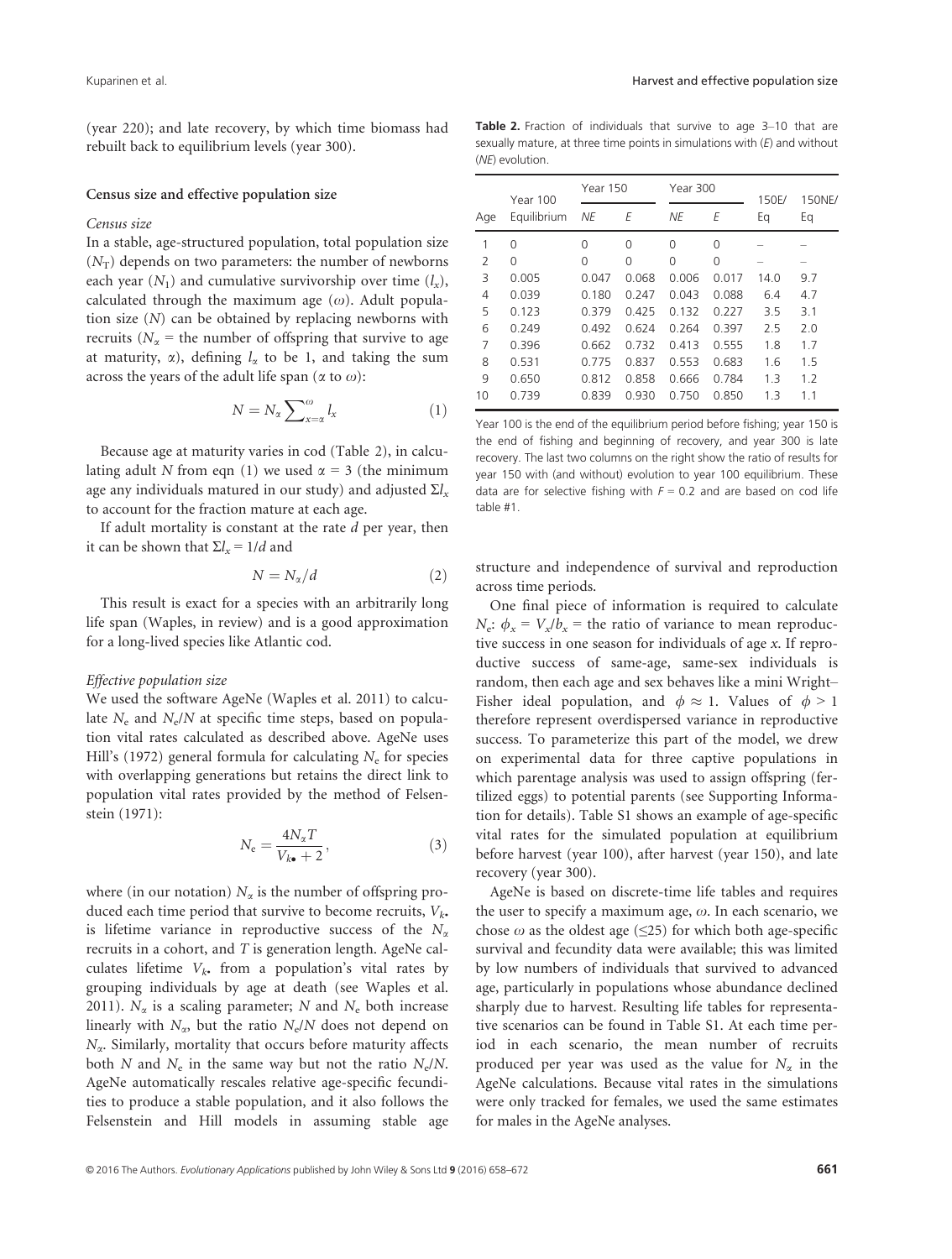(year 220); and late recovery, by which time biomass had rebuilt back to equilibrium levels (year 300).

### Census size and effective population size

#### Census size

In a stable, age-structured population, total population size ($N_T$) depends on two parameters: the number of newborns each year ($N_1$) and cumulative survivorship over time ($l_x$), calculated through the maximum age ($\omega$). Adult population size ($N$) can be obtained by replacing newborns with recruits ($N_\alpha$ = the number of offspring that survive to age at maturity, $\alpha$), defining $l_\alpha$ to be 1, and taking the sum across the years of the adult life span ($\alpha$ to $\omega$):

$$N = N_\alpha \sum\nolimits_{x=\alpha}^{\omega} l_x \quad (1)$$

Because age at maturity varies in cod (Table 2), in calculating adult $N$ from eqn (1) we used $\alpha = 3$ (the minimum age any individuals matured in our study) and adjusted $\Sigma l_x$ to account for the fraction mature at each age.

If adult mortality is constant at the rate $d$ per year, then it can be shown that $\Sigma l_x = 1/d$ and

$$N = N_\alpha / d \quad (2)$$

This result is exact for a species with an arbitrarily long life span (Waples, in review) and is a good approximation for a long-lived species like Atlantic cod.

#### Effective population size

We used the software AgeNe (Waples et al. 2011) to calculate $N_e$ and $N_e/N$ at specific time steps, based on population vital rates calculated as described above. AgeNe uses Hill's (1972) general formula for calculating $N_e$ for species with overlapping generations but retains the direct link to population vital rates provided by the method of Felsenstein (1971):

$$N_e = \frac{4N_\alpha T}{V_{k\bullet} + 2}, \quad (3)$$

where (in our notation) $N_\alpha$ is the number of offspring produced each time period that survive to become recruits, $V_{k\bullet}$ is lifetime variance in reproductive success of the $N_\alpha$ recruits in a cohort, and $T$ is generation length. AgeNe calculates lifetime $V_{k\bullet}$ from a population's vital rates by grouping individuals by age at death (see Waples et al. 2011). $N_\alpha$ is a scaling parameter; $N$ and $N_e$ both increase linearly with $N_\alpha$, but the ratio $N_e/N$ does not depend on $N_\alpha$. Similarly, mortality that occurs before maturity affects both $N$ and $N_e$ in the same way but not the ratio $N_e/N$. AgeNe automatically rescales relative age-specific fecundities to produce a stable population, and it also follows the Felsenstein and Hill models in assuming stable age structure and independence of survival and reproduction across time periods.

One final piece of information is required to calculate $N_e$: $\phi_x = V_x/b_x$ = the ratio of variance to mean reproductive success in one season for individuals of age $x$. If reproductive success of same-age, same-sex individuals is random, then each age and sex behaves like a mini Wright–Fisher ideal population, and $\phi \approx 1$. Values of $\phi > 1$ therefore represent overdispersed variance in reproductive success. To parameterize this part of the model, we drew on experimental data for three captive populations in which parentage analysis was used to assign offspring (fertilized eggs) to potential parents (see Supporting Information for details). Table S1 shows an example of age-specific vital rates for the simulated population at equilibrium before harvest (year 100), after harvest (year 150), and late recovery (year 300).

AgeNe is based on discrete-time life tables and requires the user to specify a maximum age, $\omega$. In each scenario, we chose $\omega$ as the oldest age (≤25) for which both age-specific survival and fecundity data were available; this was limited by low numbers of individuals that survived to advanced age, particularly in populations whose abundance declined sharply due to harvest. Resulting life tables for representative scenarios can be found in Table S1. At each time period in each scenario, the mean number of recruits produced per year was used as the value for $N_\alpha$ in the AgeNe calculations. Because vital rates in the simulations were only tracked for females, we used the same estimates for males in the AgeNe analyses.

**Table 2.** Fraction of individuals that survive to age 3–10 that are sexually mature, at three time points in simulations with (*E*) and without (*NE*) evolution.

| Age | Year 100 Equilibrium | Year 150 | | Year 300 | | 150E/Eq | 150NE/Eq |
|---|---|---|---|---|---|---|---|
| | | *NE* | *E* | *NE* | *E* | | |
| 1 | 0 | 0 | 0 | 0 | 0 | – | – |
| 2 | 0 | 0 | 0 | 0 | 0 | – | – |
| 3 | 0.005 | 0.047 | 0.068 | 0.006 | 0.017 | 14.0 | 9.7 |
| 4 | 0.039 | 0.180 | 0.247 | 0.043 | 0.088 | 6.4 | 4.7 |
| 5 | 0.123 | 0.379 | 0.425 | 0.132 | 0.227 | 3.5 | 3.1 |
| 6 | 0.249 | 0.492 | 0.624 | 0.264 | 0.397 | 2.5 | 2.0 |
| 7 | 0.396 | 0.662 | 0.732 | 0.413 | 0.555 | 1.8 | 1.7 |
| 8 | 0.531 | 0.775 | 0.837 | 0.553 | 0.683 | 1.6 | 1.5 |
| 9 | 0.650 | 0.812 | 0.858 | 0.666 | 0.784 | 1.3 | 1.2 |
| 10 | 0.739 | 0.839 | 0.930 | 0.750 | 0.850 | 1.3 | 1.1 |

Year 100 is the end of the equilibrium period before fishing; year 150 is the end of fishing and beginning of recovery, and year 300 is late recovery. The last two columns on the right show the ratio of results for year 150 with (and without) evolution to year 100 equilibrium. These data are for selective fishing with $F = 0.2$ and are based on cod life table #1.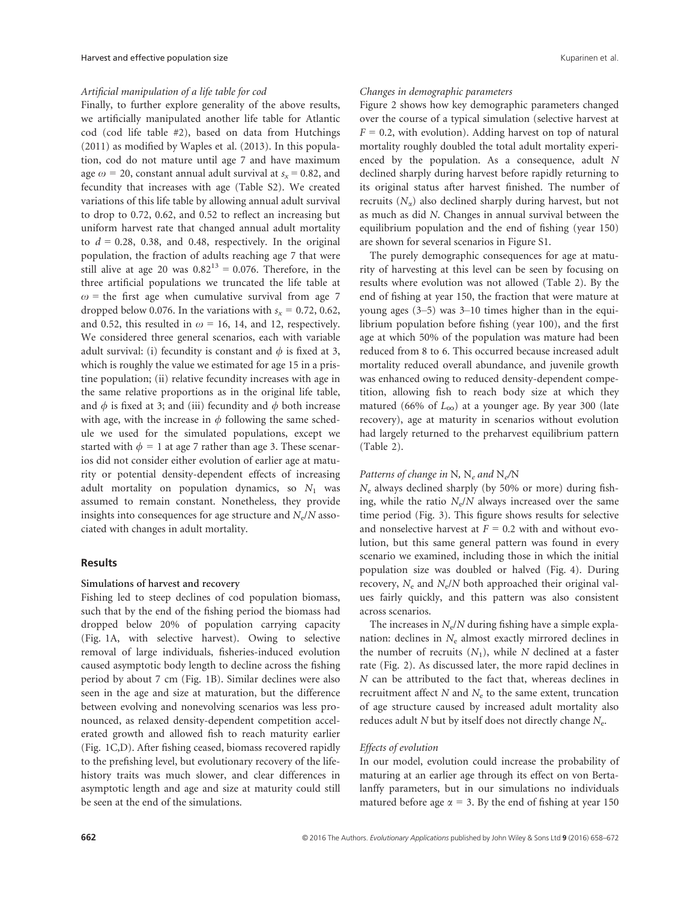*Artificial manipulation of a life table for cod*

Finally, to further explore generality of the above results, we artificially manipulated another life table for Atlantic cod (cod life table #2), based on data from Hutchings (2011) as modified by Waples et al. (2013). In this population, cod do not mature until age 7 and have maximum age $\omega = 20$, constant annual adult survival at $s_x = 0.82$, and fecundity that increases with age (Table S2). We created variations of this life table by allowing annual adult survival to drop to 0.72, 0.62, and 0.52 to reflect an increasing but uniform harvest rate that changed annual adult mortality to $d = 0.28$, 0.38, and 0.48, respectively. In the original population, the fraction of adults reaching age 7 that were still alive at age 20 was $0.82^{13} = 0.076$. Therefore, in the three artificial populations we truncated the life table at $\omega$ = the first age when cumulative survival from age 7 dropped below 0.076. In the variations with $s_x = 0.72$, 0.62, and 0.52, this resulted in $\omega = 16$, 14, and 12, respectively. We considered three general scenarios, each with variable adult survival: (i) fecundity is constant and $\phi$ is fixed at 3, which is roughly the value we estimated for age 15 in a pristine population; (ii) relative fecundity increases with age in the same relative proportions as in the original life table, and $\phi$ is fixed at 3; and (iii) fecundity and $\phi$ both increase with age, with the increase in $\phi$ following the same schedule we used for the simulated populations, except we started with $\phi = 1$ at age 7 rather than age 3. These scenarios did not consider either evolution of earlier age at maturity or potential density-dependent effects of increasing adult mortality on population dynamics, so $N_1$ was assumed to remain constant. Nonetheless, they provide insights into consequences for age structure and $N_e/N$ associated with changes in adult mortality.

## Results

### Simulations of harvest and recovery

Fishing led to steep declines of cod population biomass, such that by the end of the fishing period the biomass had dropped below 20% of population carrying capacity (Fig. 1A, with selective harvest). Owing to selective removal of large individuals, fisheries-induced evolution caused asymptotic body length to decline across the fishing period by about 7 cm (Fig. 1B). Similar declines were also seen in the age and size at maturation, but the difference between evolving and nonevolving scenarios was less pronounced, as relaxed density-dependent competition accelerated growth and allowed fish to reach maturity earlier (Fig. 1C,D). After fishing ceased, biomass recovered rapidly to the prefishing level, but evolutionary recovery of the life-history traits was much slower, and clear differences in asymptotic length and age and size at maturity could still be seen at the end of the simulations.

*Changes in demographic parameters*

Figure 2 shows how key demographic parameters changed over the course of a typical simulation (selective harvest at $F = 0.2$, with evolution). Adding harvest on top of natural mortality roughly doubled the total adult mortality experienced by the population. As a consequence, adult $N$ declined sharply during harvest before rapidly returning to its original status after harvest finished. The number of recruits ($N_\alpha$) also declined sharply during harvest, but not as much as did $N$. Changes in annual survival between the equilibrium population and the end of fishing (year 150) are shown for several scenarios in Figure S1.

The purely demographic consequences for age at maturity of harvesting at this level can be seen by focusing on results where evolution was not allowed (Table 2). By the end of fishing at year 150, the fraction that were mature at young ages (3–5) was 3–10 times higher than in the equilibrium population before fishing (year 100), and the first age at which 50% of the population was mature had been reduced from 8 to 6. This occurred because increased adult mortality reduced overall abundance, and juvenile growth was enhanced owing to reduced density-dependent competition, allowing fish to reach body size at which they matured (66% of $L_\infty$) at a younger age. By year 300 (late recovery), age at maturity in scenarios without evolution had largely returned to the preharvest equilibrium pattern (Table 2).

*Patterns of change in* N, N$_e$ *and* N$_e$/N

$N_e$ always declined sharply (by 50% or more) during fishing, while the ratio $N_e/N$ always increased over the same time period (Fig. 3). This figure shows results for selective and nonselective harvest at $F = 0.2$ with and without evolution, but this same general pattern was found in every scenario we examined, including those in which the initial population size was doubled or halved (Fig. 4). During recovery, $N_e$ and $N_e/N$ both approached their original values fairly quickly, and this pattern was also consistent across scenarios.

The increases in $N_e/N$ during fishing have a simple explanation: declines in $N_e$ almost exactly mirrored declines in the number of recruits ($N_1$), while $N$ declined at a faster rate (Fig. 2). As discussed later, the more rapid declines in $N$ can be attributed to the fact that, whereas declines in recruitment affect $N$ and $N_e$ to the same extent, truncation of age structure caused by increased adult mortality also reduces adult $N$ but by itself does not directly change $N_e$.

*Effects of evolution*

In our model, evolution could increase the probability of maturing at an earlier age through its effect on von Bertalanffy parameters, but in our simulations no individuals matured before age $\alpha = 3$. By the end of fishing at year 150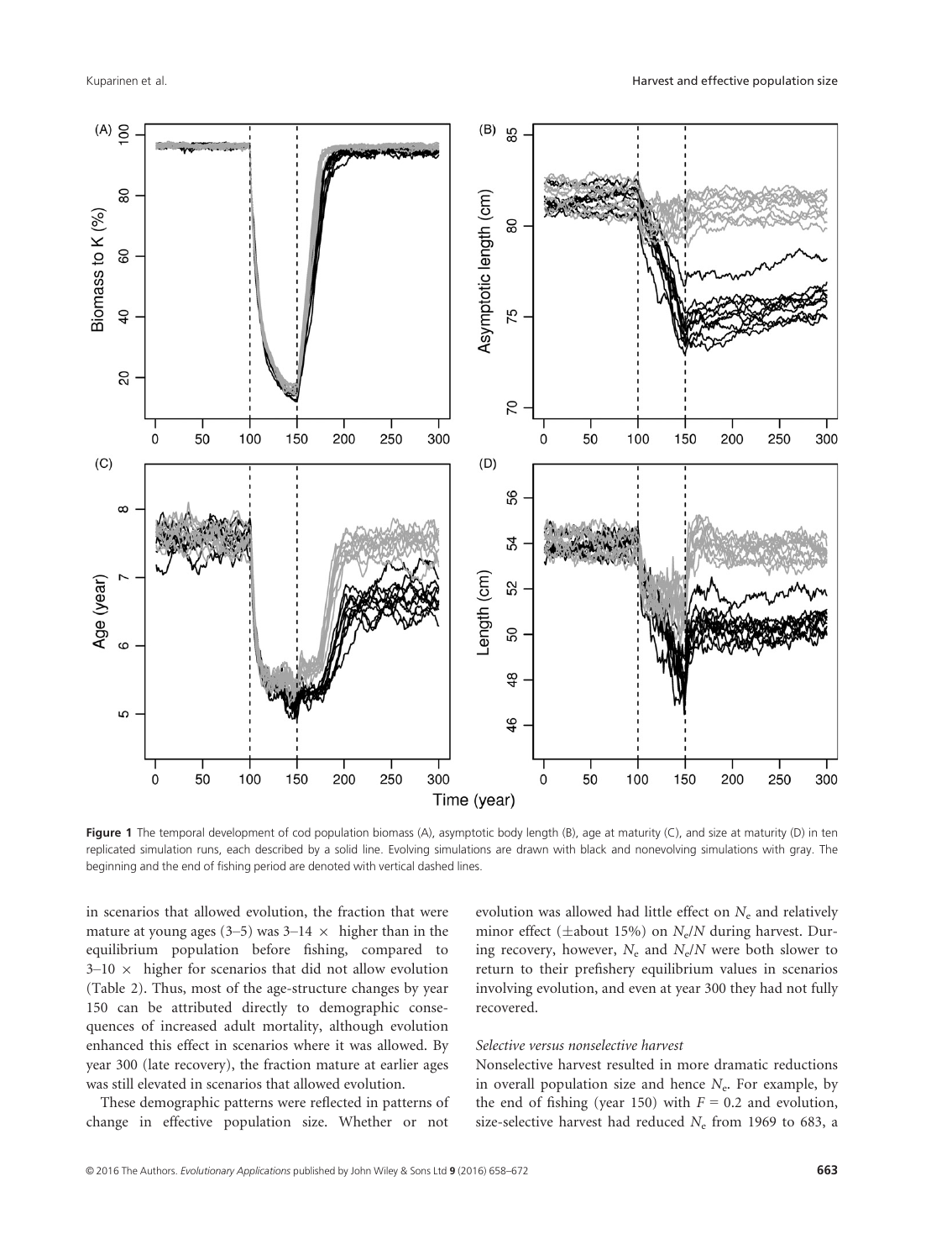**Figure 1** The temporal development of cod population biomass (A), asymptotic body length (B), age at maturity (C), and size at maturity (D) in ten replicated simulation runs, each described by a solid line. Evolving simulations are drawn with black and nonevolving simulations with gray. The beginning and the end of fishing period are denoted with vertical dashed lines.

in scenarios that allowed evolution, the fraction that were mature at young ages (3–5) was 3–14 × higher than in the equilibrium population before fishing, compared to 3–10 × higher for scenarios that did not allow evolution (Table 2). Thus, most of the age-structure changes by year 150 can be attributed directly to demographic consequences of increased adult mortality, although evolution enhanced this effect in scenarios where it was allowed. By year 300 (late recovery), the fraction mature at earlier ages was still elevated in scenarios that allowed evolution.

These demographic patterns were reflected in patterns of change in effective population size. Whether or not evolution was allowed had little effect on $N_e$ and relatively minor effect (±about 15%) on $N_e/N$ during harvest. During recovery, however, $N_e$ and $N_e/N$ were both slower to return to their prefishery equilibrium values in scenarios involving evolution, and even at year 300 they had not fully recovered.

### *Selective versus nonselective harvest*

Nonselective harvest resulted in more dramatic reductions in overall population size and hence $N_e$. For example, by the end of fishing (year 150) with $F = 0.2$ and evolution, size-selective harvest had reduced $N_e$ from 1969 to 683, a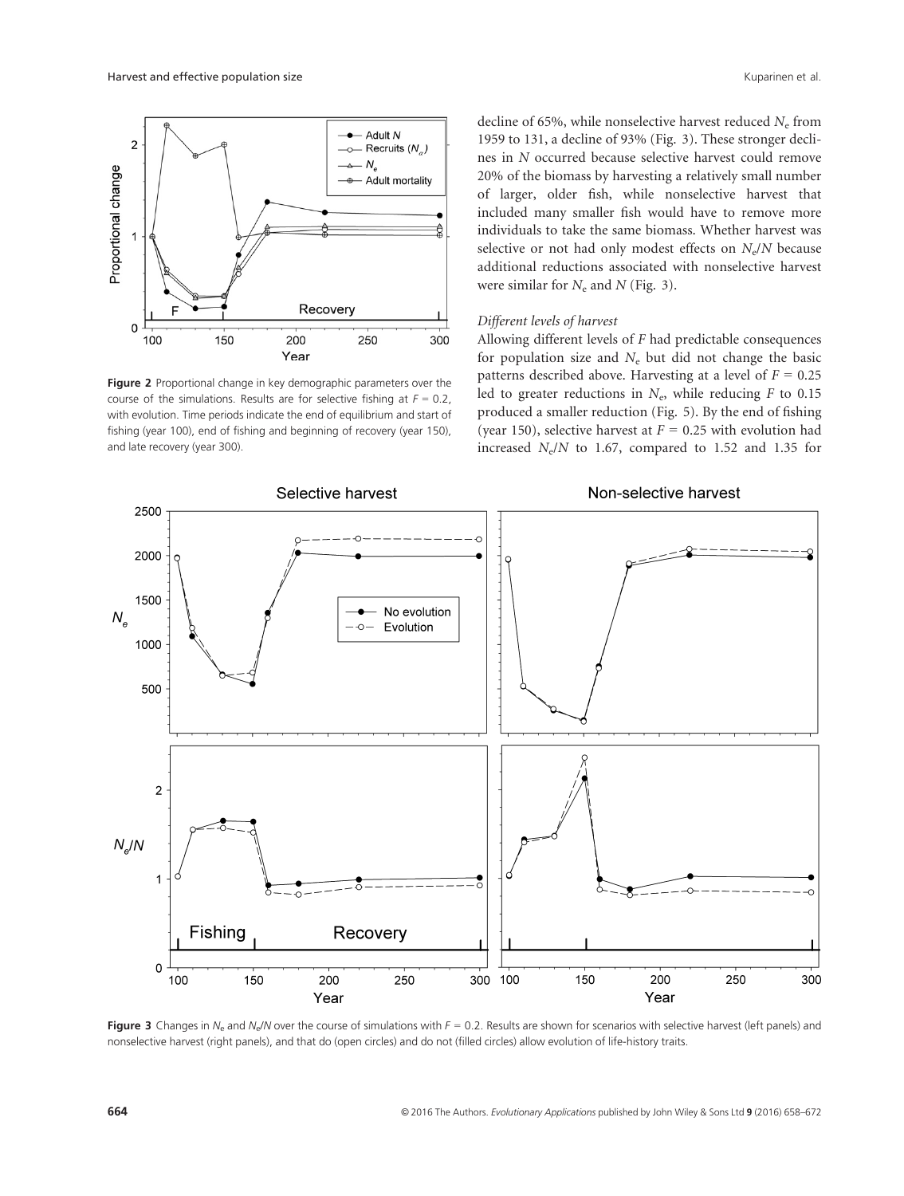decline of 65%, while nonselective harvest reduced $N_e$ from 1959 to 131, a decline of 93% (Fig. 3). These stronger declines in $N$ occurred because selective harvest could remove 20% of the biomass by harvesting a relatively small number of larger, older fish, while nonselective harvest that included many smaller fish would have to remove more individuals to take the same biomass. Whether harvest was selective or not had only modest effects on $N_e/N$ because additional reductions associated with nonselective harvest were similar for $N_e$ and $N$ (Fig. 3).

*Different levels of harvest*

Allowing different levels of $F$ had predictable consequences for population size and $N_e$ but did not change the basic patterns described above. Harvesting at a level of $F = 0.25$ led to greater reductions in $N_e$, while reducing $F$ to 0.15 produced a smaller reduction (Fig. 5). By the end of fishing (year 150), selective harvest at $F = 0.25$ with evolution had increased $N_e/N$ to 1.67, compared to 1.52 and 1.35 for

**Figure 2** Proportional change in key demographic parameters over the course of the simulations. Results are for selective fishing at $F = 0.2$, with evolution. Time periods indicate the end of equilibrium and start of fishing (year 100), end of fishing and beginning of recovery (year 150), and late recovery (year 300).

**Figure 3** Changes in $N_e$ and $N_e/N$ over the course of simulations with $F = 0.2$. Results are shown for scenarios with selective harvest (left panels) and nonselective harvest (right panels), and that do (open circles) and do not (filled circles) allow evolution of life-history traits.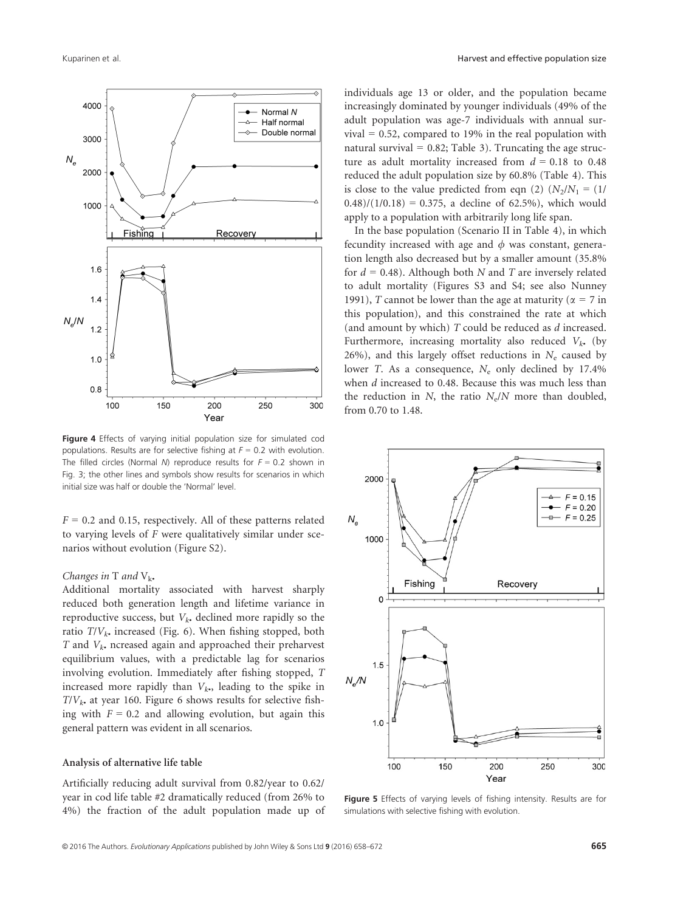**Figure 4** Effects of varying initial population size for simulated cod populations. Results are for selective fishing at $F = 0.2$ with evolution. The filled circles (Normal $N$) reproduce results for $F = 0.2$ shown in Fig. 3; the other lines and symbols show results for scenarios in which initial size was half or double the 'Normal' level.

$F = 0.2$ and 0.15, respectively. All of these patterns related to varying levels of $F$ were qualitatively similar under scenarios without evolution (Figure S2).

*Changes in* $T$ *and* $V_{k\bullet}$

Additional mortality associated with harvest sharply reduced both generation length and lifetime variance in reproductive success, but $V_{k\bullet}$ declined more rapidly so the ratio $T/V_{k\bullet}$ increased (Fig. 6). When fishing stopped, both $T$ and $V_{k\bullet}$ ncreased again and approached their preharvest equilibrium values, with a predictable lag for scenarios involving evolution. Immediately after fishing stopped, $T$ increased more rapidly than $V_{k\bullet}$, leading to the spike in $T/V_{k\bullet}$ at year 160. Figure 6 shows results for selective fishing with $F = 0.2$ and allowing evolution, but again this general pattern was evident in all scenarios.

#### Analysis of alternative life table

Artificially reducing adult survival from 0.82/year to 0.62/year in cod life table #2 dramatically reduced (from 26% to 4%) the fraction of the adult population made up of individuals age 13 or older, and the population became increasingly dominated by younger individuals (49% of the adult population was age-7 individuals with annual survival = 0.52, compared to 19% in the real population with natural survival = 0.82; Table 3). Truncating the age structure as adult mortality increased from $d = 0.18$ to 0.48 reduced the adult population size by 60.8% (Table 4). This is close to the value predicted from eqn (2) ($N_2/N_1 = (1/0.48)/(1/0.18) = 0.375$, a decline of 62.5%), which would apply to a population with arbitrarily long life span.

In the base population (Scenario II in Table 4), in which fecundity increased with age and $\phi$ was constant, generation length also decreased but by a smaller amount (35.8% for $d = 0.48$). Although both $N$ and $T$ are inversely related to adult mortality (Figures S3 and S4; see also Nunney 1991), $T$ cannot be lower than the age at maturity ($\alpha = 7$ in this population), and this constrained the rate at which (and amount by which) $T$ could be reduced as $d$ increased. Furthermore, increasing mortality also reduced $V_{k\bullet}$ (by 26%), and this largely offset reductions in $N_e$ caused by lower $T$. As a consequence, $N_e$ only declined by 17.4% when $d$ increased to 0.48. Because this was much less than the reduction in $N$, the ratio $N_e/N$ more than doubled, from 0.70 to 1.48.

**Figure 5** Effects of varying levels of fishing intensity. Results are for simulations with selective fishing with evolution.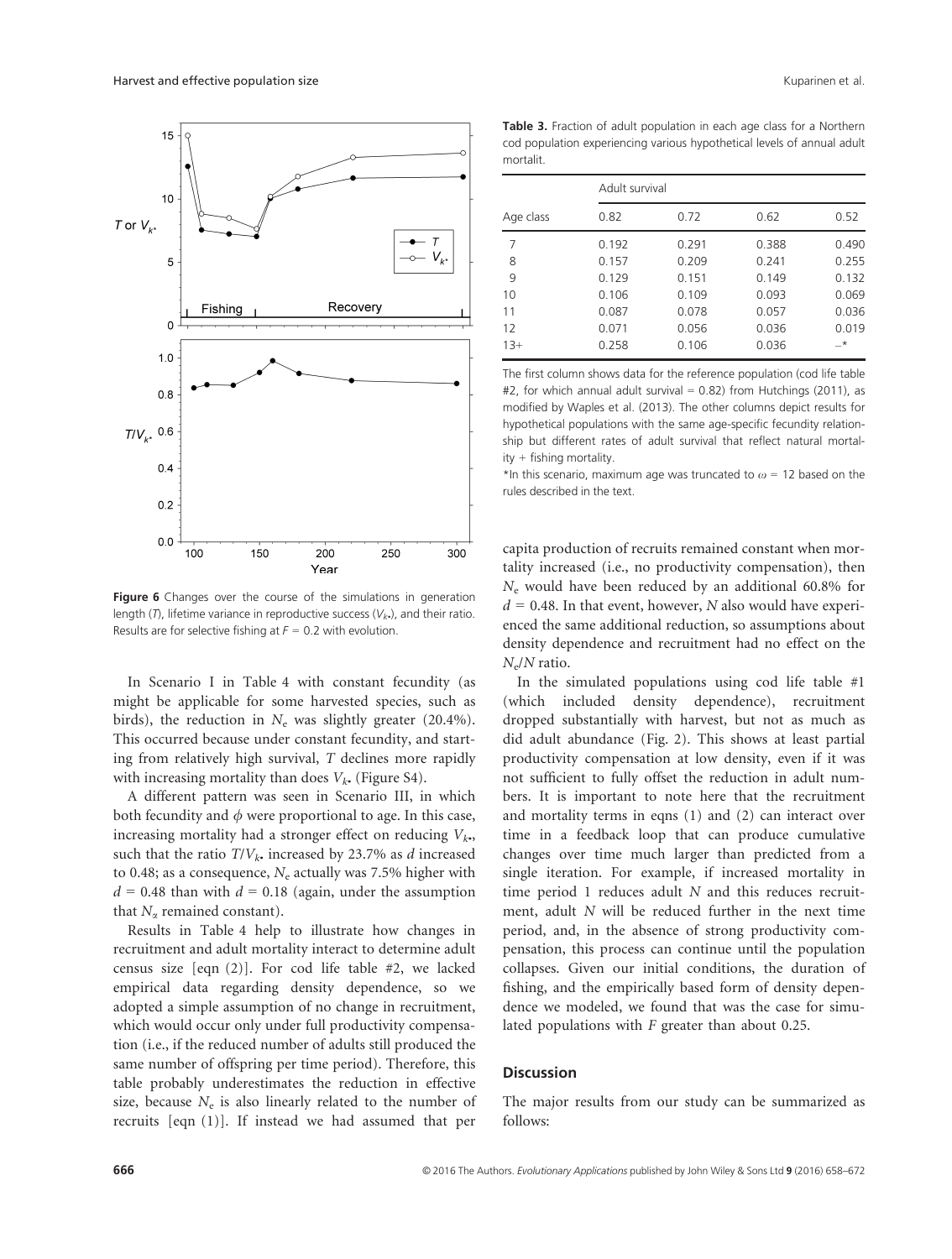Figure 6 Changes over the course of the simulations in generation length ($T$), lifetime variance in reproductive success ($V_{k\bullet}$), and their ratio. Results are for selective fishing at $F = 0.2$ with evolution.

**Table 3.** Fraction of adult population in each age class for a Northern cod population experiencing various hypothetical levels of annual adult mortalit.

| Age class | Adult survival | | | |
|---|---|---|---|---|
| | 0.82 | 0.72 | 0.62 | 0.52 |
| 7 | 0.192 | 0.291 | 0.388 | 0.490 |
| 8 | 0.157 | 0.209 | 0.241 | 0.255 |
| 9 | 0.129 | 0.151 | 0.149 | 0.132 |
| 10 | 0.106 | 0.109 | 0.093 | 0.069 |
| 11 | 0.087 | 0.078 | 0.057 | 0.036 |
| 12 | 0.071 | 0.056 | 0.036 | 0.019 |
| 13+ | 0.258 | 0.106 | 0.036 | –* |

The first column shows data for the reference population (cod life table #2, for which annual adult survival = 0.82) from Hutchings (2011), as modified by Waples et al. (2013). The other columns depict results for hypothetical populations with the same age-specific fecundity relationship but different rates of adult survival that reflect natural mortality + fishing mortality.

*In this scenario, maximum age was truncated to $\omega = 12$ based on the rules described in the text.

In Scenario I in Table 4 with constant fecundity (as might be applicable for some harvested species, such as birds), the reduction in $N_e$ was slightly greater (20.4%). This occurred because under constant fecundity, and starting from relatively high survival, $T$ declines more rapidly with increasing mortality than does $V_{k\bullet}$ (Figure S4).

A different pattern was seen in Scenario III, in which both fecundity and $\phi$ were proportional to age. In this case, increasing mortality had a stronger effect on reducing $V_{k\bullet}$, such that the ratio $T/V_{k\bullet}$ increased by 23.7% as $d$ increased to 0.48; as a consequence, $N_e$ actually was 7.5% higher with $d = 0.48$ than with $d = 0.18$ (again, under the assumption that $N_\alpha$ remained constant).

Results in Table 4 help to illustrate how changes in recruitment and adult mortality interact to determine adult census size [eqn (2)]. For cod life table #2, we lacked empirical data regarding density dependence, so we adopted a simple assumption of no change in recruitment, which would occur only under full productivity compensation (i.e., if the reduced number of adults still produced the same number of offspring per time period). Therefore, this table probably underestimates the reduction in effective size, because $N_e$ is also linearly related to the number of recruits [eqn (1)]. If instead we had assumed that per capita production of recruits remained constant when mortality increased (i.e., no productivity compensation), then $N_e$ would have been reduced by an additional 60.8% for $d = 0.48$. In that event, however, $N$ also would have experienced the same additional reduction, so assumptions about density dependence and recruitment had no effect on the $N_e/N$ ratio.

In the simulated populations using cod life table #1 (which included density dependence), recruitment dropped substantially with harvest, but not as much as did adult abundance (Fig. 2). This shows at least partial productivity compensation at low density, even if it was not sufficient to fully offset the reduction in adult numbers. It is important to note here that the recruitment and mortality terms in eqns (1) and (2) can interact over time in a feedback loop that can produce cumulative changes over time much larger than predicted from a single iteration. For example, if increased mortality in time period 1 reduces adult $N$ and this reduces recruitment, adult $N$ will be reduced further in the next time period, and, in the absence of strong productivity compensation, this process can continue until the population collapses. Given our initial conditions, the duration of fishing, and the empirically based form of density dependence we modeled, we found that was the case for simulated populations with $F$ greater than about 0.25.

## Discussion

The major results from our study can be summarized as follows: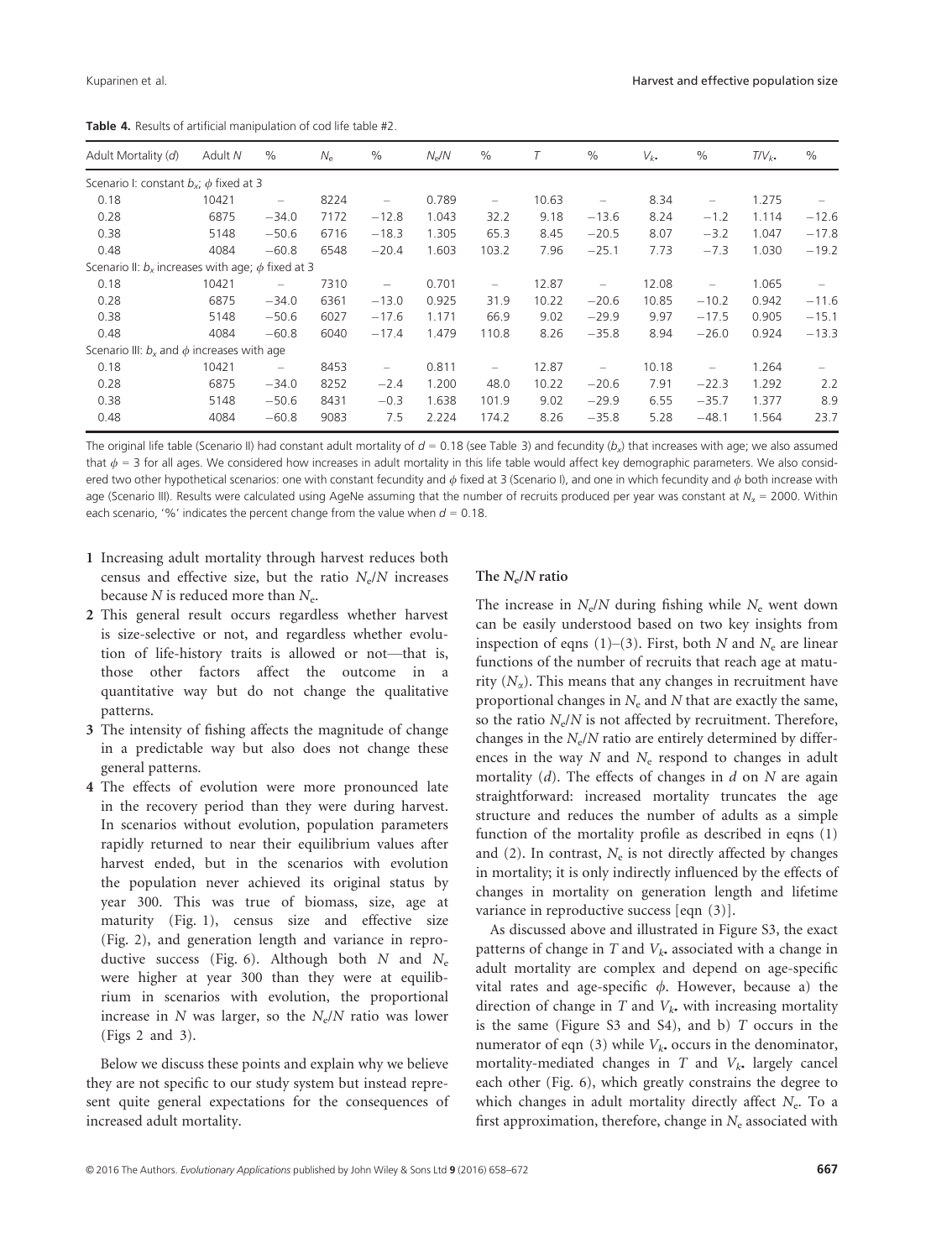**Table 4.** Results of artificial manipulation of cod life table #2.

| Adult Mortality ($d$) | Adult $N$ | % | $N_e$ | % | $N_e/N$ | % | $T$ | % | $V_{k\bullet}$ | % | $T/V_{k\bullet}$ | % |
|---|---|---|---|---|---|---|---|---|---|---|---|---|
| Scenario I: constant $b_x$; $\phi$ fixed at 3 | | | | | | | | | | | | |
| 0.18 | 10421 | – | 8224 | – | 0.789 | – | 10.63 | – | 8.34 | – | 1.275 | – |
| 0.28 | 6875 | −34.0 | 7172 | −12.8 | 1.043 | 32.2 | 9.18 | −13.6 | 8.24 | −1.2 | 1.114 | −12.6 |
| 0.38 | 5148 | −50.6 | 6716 | −18.3 | 1.305 | 65.3 | 8.45 | −20.5 | 8.07 | −3.2 | 1.047 | −17.8 |
| 0.48 | 4084 | −60.8 | 6548 | −20.4 | 1.603 | 103.2 | 7.96 | −25.1 | 7.73 | −7.3 | 1.030 | −19.2 |
| Scenario II: $b_x$ increases with age; $\phi$ fixed at 3 | | | | | | | | | | | | |
| 0.18 | 10421 | – | 7310 | – | 0.701 | – | 12.87 | – | 12.08 | – | 1.065 | – |
| 0.28 | 6875 | −34.0 | 6361 | −13.0 | 0.925 | 31.9 | 10.22 | −20.6 | 10.85 | −10.2 | 0.942 | −11.6 |
| 0.38 | 5148 | −50.6 | 6027 | −17.6 | 1.171 | 66.9 | 9.02 | −29.9 | 9.97 | −17.5 | 0.905 | −15.1 |
| 0.48 | 4084 | −60.8 | 6040 | −17.4 | 1.479 | 110.8 | 8.26 | −35.8 | 8.94 | −26.0 | 0.924 | −13.3 |
| Scenario III: $b_x$ and $\phi$ increases with age | | | | | | | | | | | | |
| 0.18 | 10421 | – | 8453 | – | 0.811 | – | 12.87 | – | 10.18 | – | 1.264 | – |
| 0.28 | 6875 | −34.0 | 8252 | −2.4 | 1.200 | 48.0 | 10.22 | −20.6 | 7.91 | −22.3 | 1.292 | 2.2 |
| 0.38 | 5148 | −50.6 | 8431 | −0.3 | 1.638 | 101.9 | 9.02 | −29.9 | 6.55 | −35.7 | 1.377 | 8.9 |
| 0.48 | 4084 | −60.8 | 9083 | 7.5 | 2.224 | 174.2 | 8.26 | −35.8 | 5.28 | −48.1 | 1.564 | 23.7 |

The original life table (Scenario II) had constant adult mortality of $d = 0.18$ (see Table 3) and fecundity ($b_x$) that increases with age; we also assumed that $\phi = 3$ for all ages. We considered how increases in adult mortality in this life table would affect key demographic parameters. We also considered two other hypothetical scenarios: one with constant fecundity and $\phi$ fixed at 3 (Scenario I), and one in which fecundity and $\phi$ both increase with age (Scenario III). Results were calculated using AgeNe assuming that the number of recruits produced per year was constant at $N_\alpha = 2000$. Within each scenario, '%' indicates the percent change from the value when $d = 0.18$.

1. Increasing adult mortality through harvest reduces both census and effective size, but the ratio $N_e/N$ increases because $N$ is reduced more than $N_e$.
2. This general result occurs regardless whether harvest is size-selective or not, and regardless whether evolution of life-history traits is allowed or not—that is, those other factors affect the outcome in a quantitative way but do not change the qualitative patterns.
3. The intensity of fishing affects the magnitude of change in a predictable way but also does not change these general patterns.
4. The effects of evolution were more pronounced late in the recovery period than they were during harvest. In scenarios without evolution, population parameters rapidly returned to near their equilibrium values after harvest ended, but in the scenarios with evolution the population never achieved its original status by year 300. This was true of biomass, size, age at maturity (Fig. 1), census size and effective size (Fig. 2), and generation length and variance in reproductive success (Fig. 6). Although both $N$ and $N_e$ were higher at year 300 than they were at equilibrium in scenarios with evolution, the proportional increase in $N$ was larger, so the $N_e/N$ ratio was lower (Figs 2 and 3).

Below we discuss these points and explain why we believe they are not specific to our study system but instead represent quite general expectations for the consequences of increased adult mortality.

### The $N_e/N$ ratio

The increase in $N_e/N$ during fishing while $N_e$ went down can be easily understood based on two key insights from inspection of eqns (1)–(3). First, both $N$ and $N_e$ are linear functions of the number of recruits that reach age at maturity ($N_\alpha$). This means that any changes in recruitment have proportional changes in $N_e$ and $N$ that are exactly the same, so the ratio $N_e/N$ is not affected by recruitment. Therefore, changes in the $N_e/N$ ratio are entirely determined by differences in the way $N$ and $N_e$ respond to changes in adult mortality ($d$). The effects of changes in $d$ on $N$ are again straightforward: increased mortality truncates the age structure and reduces the number of adults as a simple function of the mortality profile as described in eqns (1) and (2). In contrast, $N_e$ is not directly affected by changes in mortality; it is only indirectly influenced by the effects of changes in mortality on generation length and lifetime variance in reproductive success [eqn (3)].

As discussed above and illustrated in Figure S3, the exact patterns of change in $T$ and $V_{k\bullet}$ associated with a change in adult mortality are complex and depend on age-specific vital rates and age-specific $\phi$. However, because a) the direction of change in $T$ and $V_{k\bullet}$ with increasing mortality is the same (Figure S3 and S4), and b) $T$ occurs in the numerator of eqn (3) while $V_{k\bullet}$ occurs in the denominator, mortality-mediated changes in $T$ and $V_{k\bullet}$ largely cancel each other (Fig. 6), which greatly constrains the degree to which changes in adult mortality directly affect $N_e$. To a first approximation, therefore, change in $N_e$ associated with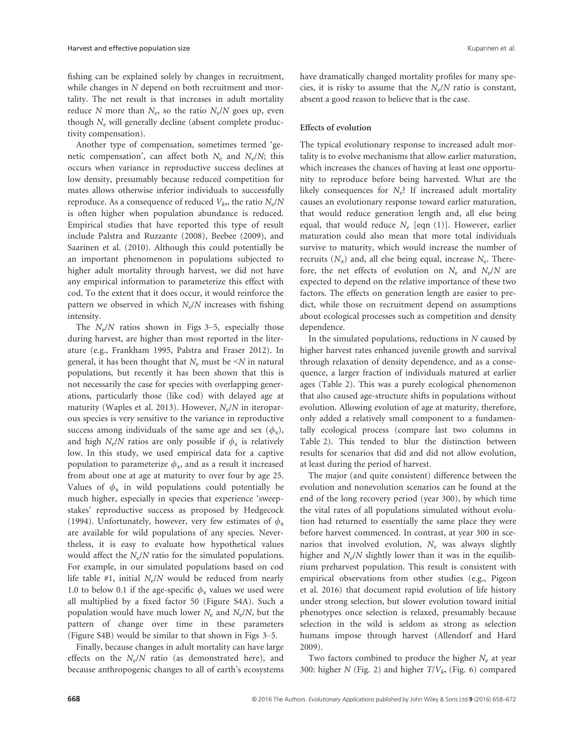fishing can be explained solely by changes in recruitment, while changes in $N$ depend on both recruitment and mortality. The net result is that increases in adult mortality reduce $N$ more than $N_e$, so the ratio $N_e/N$ goes up, even though $N_e$ will generally decline (absent complete productivity compensation).

Another type of compensation, sometimes termed 'genetic compensation', can affect both $N_e$ and $N_e/N$; this occurs when variance in reproductive success declines at low density, presumably because reduced competition for mates allows otherwise inferior individuals to successfully reproduce. As a consequence of reduced $V_{k\bullet}$, the ratio $N_e/N$ is often higher when population abundance is reduced. Empirical studies that have reported this type of result include Palstra and Ruzzante (2008), Beebee (2009), and Saarinen et al. (2010). Although this could potentially be an important phenomenon in populations subjected to higher adult mortality through harvest, we did not have any empirical information to parameterize this effect with cod. To the extent that it does occur, it would reinforce the pattern we observed in which $N_e/N$ increases with fishing intensity.

The $N_e/N$ ratios shown in Figs 3–5, especially those during harvest, are higher than most reported in the literature (e.g., Frankham 1995, Palstra and Fraser 2012). In general, it has been thought that $N_e$ must be $<N$ in natural populations, but recently it has been shown that this is not necessarily the case for species with overlapping generations, particularly those (like cod) with delayed age at maturity (Waples et al. 2013). However, $N_e/N$ in iteroparous species is very sensitive to the variance in reproductive success among individuals of the same age and sex ($\phi_x$), and high $N_e/N$ ratios are only possible if $\phi_x$ is relatively low. In this study, we used empirical data for a captive population to parameterize $\phi_x$, and as a result it increased from about one at age at maturity to over four by age 25. Values of $\phi_x$ in wild populations could potentially be much higher, especially in species that experience 'sweepstakes' reproductive success as proposed by Hedgecock (1994). Unfortunately, however, very few estimates of $\phi_x$ are available for wild populations of any species. Nevertheless, it is easy to evaluate how hypothetical values would affect the $N_e/N$ ratio for the simulated populations. For example, in our simulated populations based on cod life table #1, initial $N_e/N$ would be reduced from nearly 1.0 to below 0.1 if the age-specific $\phi_x$ values we used were all multiplied by a fixed factor 50 (Figure S4A). Such a population would have much lower $N_e$ and $N_e/N$, but the pattern of change over time in these parameters (Figure S4B) would be similar to that shown in Figs 3–5.

Finally, because changes in adult mortality can have large effects on the $N_e/N$ ratio (as demonstrated here), and because anthropogenic changes to all of earth's ecosystems have dramatically changed mortality profiles for many species, it is risky to assume that the $N_e/N$ ratio is constant, absent a good reason to believe that is the case.

### Effects of evolution

The typical evolutionary response to increased adult mortality is to evolve mechanisms that allow earlier maturation, which increases the chances of having at least one opportunity to reproduce before being harvested. What are the likely consequences for $N_e$? If increased adult mortality causes an evolutionary response toward earlier maturation, that would reduce generation length and, all else being equal, that would reduce $N_e$ [eqn (1)]. However, earlier maturation could also mean that more total individuals survive to maturity, which would increase the number of recruits ($N_\alpha$) and, all else being equal, increase $N_e$. Therefore, the net effects of evolution on $N_e$ and $N_e/N$ are expected to depend on the relative importance of these two factors. The effects on generation length are easier to predict, while those on recruitment depend on assumptions about ecological processes such as competition and density dependence.

In the simulated populations, reductions in $N$ caused by higher harvest rates enhanced juvenile growth and survival through relaxation of density dependence, and as a consequence, a larger fraction of individuals matured at earlier ages (Table 2). This was a purely ecological phenomenon that also caused age-structure shifts in populations without evolution. Allowing evolution of age at maturity, therefore, only added a relatively small component to a fundamentally ecological process (compare last two columns in Table 2). This tended to blur the distinction between results for scenarios that did and did not allow evolution, at least during the period of harvest.

The major (and quite consistent) difference between the evolution and nonevolution scenarios can be found at the end of the long recovery period (year 300), by which time the vital rates of all populations simulated without evolution had returned to essentially the same place they were before harvest commenced. In contrast, at year 300 in scenarios that involved evolution, $N_e$ was always slightly higher and $N_e/N$ slightly lower than it was in the equilibrium preharvest population. This result is consistent with empirical observations from other studies (e.g., Pigeon et al. 2016) that document rapid evolution of life history under strong selection, but slower evolution toward initial phenotypes once selection is relaxed, presumably because selection in the wild is seldom as strong as selection humans impose through harvest (Allendorf and Hard 2009).

Two factors combined to produce the higher $N_e$ at year 300: higher $N$ (Fig. 2) and higher $T/V_{k\bullet}$ (Fig. 6) compared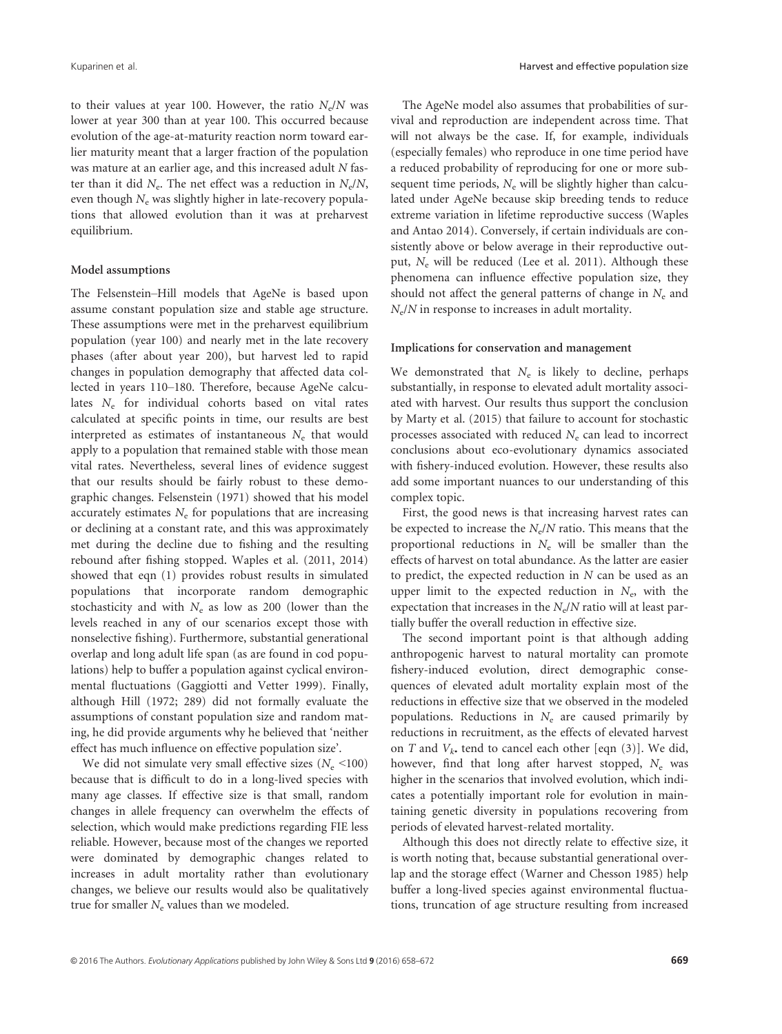to their values at year 100. However, the ratio $N_e/N$ was lower at year 300 than at year 100. This occurred because evolution of the age-at-maturity reaction norm toward earlier maturity meant that a larger fraction of the population was mature at an earlier age, and this increased adult $N$ faster than it did $N_e$. The net effect was a reduction in $N_e/N$, even though $N_e$ was slightly higher in late-recovery populations that allowed evolution than it was at preharvest equilibrium.

### Model assumptions

The Felsenstein–Hill models that AgeNe is based upon assume constant population size and stable age structure. These assumptions were met in the preharvest equilibrium population (year 100) and nearly met in the late recovery phases (after about year 200), but harvest led to rapid changes in population demography that affected data collected in years 110–180. Therefore, because AgeNe calculates $N_e$ for individual cohorts based on vital rates calculated at specific points in time, our results are best interpreted as estimates of instantaneous $N_e$ that would apply to a population that remained stable with those mean vital rates. Nevertheless, several lines of evidence suggest that our results should be fairly robust to these demographic changes. Felsenstein (1971) showed that his model accurately estimates $N_e$ for populations that are increasing or declining at a constant rate, and this was approximately met during the decline due to fishing and the resulting rebound after fishing stopped. Waples et al. (2011, 2014) showed that eqn (1) provides robust results in simulated populations that incorporate random demographic stochasticity and with $N_e$ as low as 200 (lower than the levels reached in any of our scenarios except those with nonselective fishing). Furthermore, substantial generational overlap and long adult life span (as are found in cod populations) help to buffer a population against cyclical environmental fluctuations (Gaggiotti and Vetter 1999). Finally, although Hill (1972; 289) did not formally evaluate the assumptions of constant population size and random mating, he did provide arguments why he believed that 'neither effect has much influence on effective population size'.

We did not simulate very small effective sizes ($N_e$ <100) because that is difficult to do in a long-lived species with many age classes. If effective size is that small, random changes in allele frequency can overwhelm the effects of selection, which would make predictions regarding FIE less reliable. However, because most of the changes we reported were dominated by demographic changes related to increases in adult mortality rather than evolutionary changes, we believe our results would also be qualitatively true for smaller $N_e$ values than we modeled.

The AgeNe model also assumes that probabilities of survival and reproduction are independent across time. That will not always be the case. If, for example, individuals (especially females) who reproduce in one time period have a reduced probability of reproducing for one or more subsequent time periods, $N_e$ will be slightly higher than calculated under AgeNe because skip breeding tends to reduce extreme variation in lifetime reproductive success (Waples and Antao 2014). Conversely, if certain individuals are consistently above or below average in their reproductive output, $N_e$ will be reduced (Lee et al. 2011). Although these phenomena can influence effective population size, they should not affect the general patterns of change in $N_e$ and $N_e/N$ in response to increases in adult mortality.

### Implications for conservation and management

We demonstrated that $N_e$ is likely to decline, perhaps substantially, in response to elevated adult mortality associated with harvest. Our results thus support the conclusion by Marty et al. (2015) that failure to account for stochastic processes associated with reduced $N_e$ can lead to incorrect conclusions about eco-evolutionary dynamics associated with fishery-induced evolution. However, these results also add some important nuances to our understanding of this complex topic.

First, the good news is that increasing harvest rates can be expected to increase the $N_e/N$ ratio. This means that the proportional reductions in $N_e$ will be smaller than the effects of harvest on total abundance. As the latter are easier to predict, the expected reduction in $N$ can be used as an upper limit to the expected reduction in $N_e$, with the expectation that increases in the $N_e/N$ ratio will at least partially buffer the overall reduction in effective size.

The second important point is that although adding anthropogenic harvest to natural mortality can promote fishery-induced evolution, direct demographic consequences of elevated adult mortality explain most of the reductions in effective size that we observed in the modeled populations. Reductions in $N_e$ are caused primarily by reductions in recruitment, as the effects of elevated harvest on $T$ and $V_{k\bullet}$ tend to cancel each other [eqn (3)]. We did, however, find that long after harvest stopped, $N_e$ was higher in the scenarios that involved evolution, which indicates a potentially important role for evolution in maintaining genetic diversity in populations recovering from periods of elevated harvest-related mortality.

Although this does not directly relate to effective size, it is worth noting that, because substantial generational overlap and the storage effect (Warner and Chesson 1985) help buffer a long-lived species against environmental fluctuations, truncation of age structure resulting from increased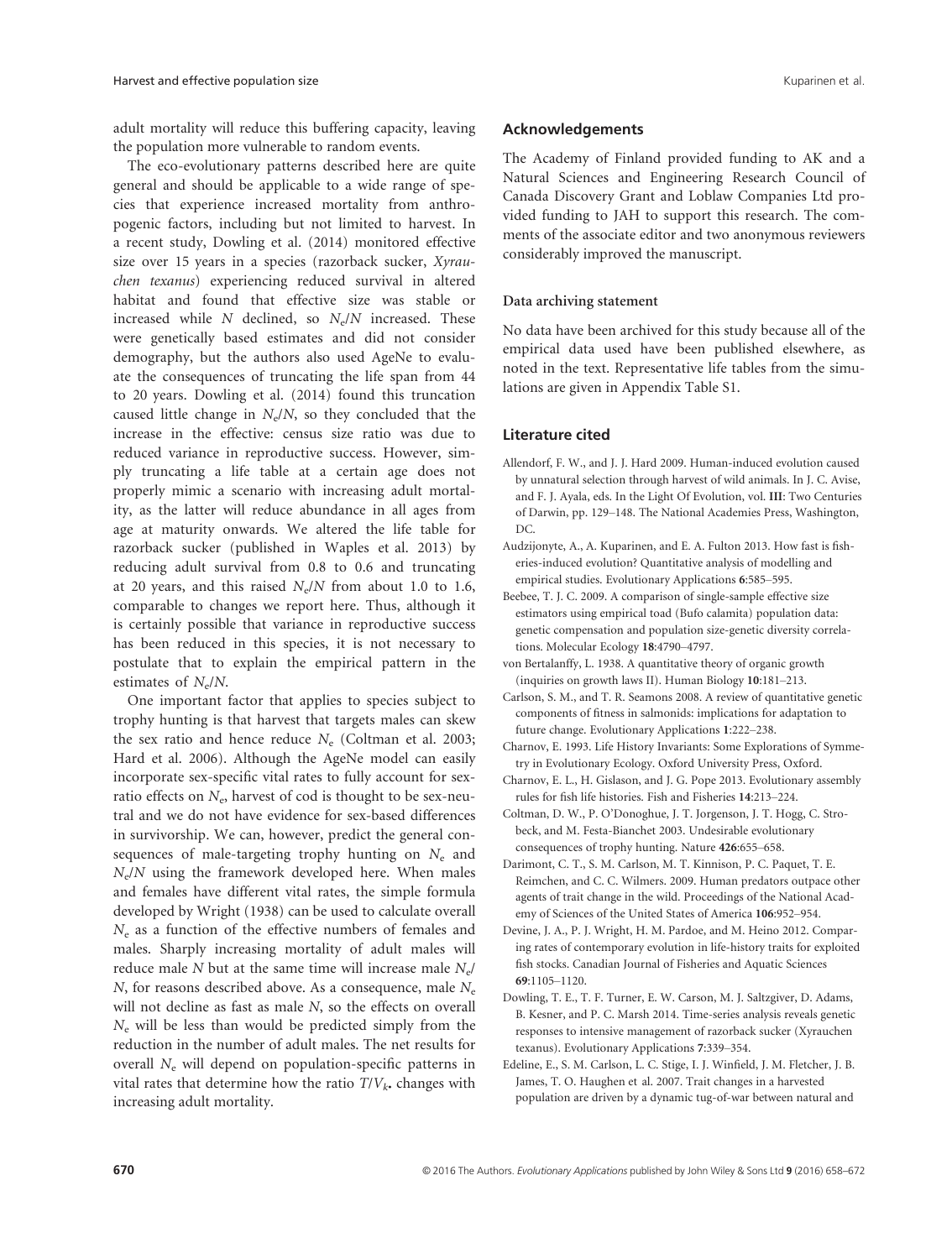adult mortality will reduce this buffering capacity, leaving the population more vulnerable to random events.

The eco-evolutionary patterns described here are quite general and should be applicable to a wide range of species that experience increased mortality from anthropogenic factors, including but not limited to harvest. In a recent study, Dowling et al. (2014) monitored effective size over 15 years in a species (razorback sucker, *Xyrauchen texanus*) experiencing reduced survival in altered habitat and found that effective size was stable or increased while $N$ declined, so $N_e/N$ increased. These were genetically based estimates and did not consider demography, but the authors also used AgeNe to evaluate the consequences of truncating the life span from 44 to 20 years. Dowling et al. (2014) found this truncation caused little change in $N_e/N$, so they concluded that the increase in the effective: census size ratio was due to reduced variance in reproductive success. However, simply truncating a life table at a certain age does not properly mimic a scenario with increasing adult mortality, as the latter will reduce abundance in all ages from age at maturity onwards. We altered the life table for razorback sucker (published in Waples et al. 2013) by reducing adult survival from 0.8 to 0.6 and truncating at 20 years, and this raised $N_e/N$ from about 1.0 to 1.6, comparable to changes we report here. Thus, although it is certainly possible that variance in reproductive success has been reduced in this species, it is not necessary to postulate that to explain the empirical pattern in the estimates of $N_e/N$.

One important factor that applies to species subject to trophy hunting is that harvest that targets males can skew the sex ratio and hence reduce $N_e$ (Coltman et al. 2003; Hard et al. 2006). Although the AgeNe model can easily incorporate sex-specific vital rates to fully account for sex-ratio effects on $N_e$, harvest of cod is thought to be sex-neutral and we do not have evidence for sex-based differences in survivorship. We can, however, predict the general consequences of male-targeting trophy hunting on $N_e$ and $N_e/N$ using the framework developed here. When males and females have different vital rates, the simple formula developed by Wright (1938) can be used to calculate overall $N_e$ as a function of the effective numbers of females and males. Sharply increasing mortality of adult males will reduce male $N$ but at the same time will increase male $N_e/N$, for reasons described above. As a consequence, male $N_e$ will not decline as fast as male $N$, so the effects on overall $N_e$ will be less than would be predicted simply from the reduction in the number of adult males. The net results for overall $N_e$ will depend on population-specific patterns in vital rates that determine how the ratio $T/V_{k\bullet}$ changes with increasing adult mortality.

## Acknowledgements

The Academy of Finland provided funding to AK and a Natural Sciences and Engineering Research Council of Canada Discovery Grant and Loblaw Companies Ltd provided funding to JAH to support this research. The comments of the associate editor and two anonymous reviewers considerably improved the manuscript.

### Data archiving statement

No data have been archived for this study because all of the empirical data used have been published elsewhere, as noted in the text. Representative life tables from the simulations are given in Appendix Table S1.

## Literature cited

Allendorf, F. W., and J. J. Hard 2009. Human-induced evolution caused by unnatural selection through harvest of wild animals. In J. C. Avise, and F. J. Ayala, eds. In the Light Of Evolution, vol. **III**: Two Centuries of Darwin, pp. 129–148. The National Academies Press, Washington, DC.

Audzijonyte, A., A. Kuparinen, and E. A. Fulton 2013. How fast is fisheries-induced evolution? Quantitative analysis of modelling and empirical studies. Evolutionary Applications **6**:585–595.

Beebee, T. J. C. 2009. A comparison of single-sample effective size estimators using empirical toad (Bufo calamita) population data: genetic compensation and population size-genetic diversity correlations. Molecular Ecology **18**:4790–4797.

von Bertalanffy, L. 1938. A quantitative theory of organic growth (inquiries on growth laws II). Human Biology **10**:181–213.

Carlson, S. M., and T. R. Seamons 2008. A review of quantitative genetic components of fitness in salmonids: implications for adaptation to future change. Evolutionary Applications **1**:222–238.

Charnov, E. 1993. Life History Invariants: Some Explorations of Symmetry in Evolutionary Ecology. Oxford University Press, Oxford.

Charnov, E. L., H. Gislason, and J. G. Pope 2013. Evolutionary assembly rules for fish life histories. Fish and Fisheries **14**:213–224.

Coltman, D. W., P. O'Donoghue, J. T. Jorgenson, J. T. Hogg, C. Strobeck, and M. Festa-Bianchet 2003. Undesirable evolutionary consequences of trophy hunting. Nature **426**:655–658.

Darimont, C. T., S. M. Carlson, M. T. Kinnison, P. C. Paquet, T. E. Reimchen, and C. C. Wilmers. 2009. Human predators outpace other agents of trait change in the wild. Proceedings of the National Academy of Sciences of the United States of America **106**:952–954.

Devine, J. A., P. J. Wright, H. M. Pardoe, and M. Heino 2012. Comparing rates of contemporary evolution in life-history traits for exploited fish stocks. Canadian Journal of Fisheries and Aquatic Sciences **69**:1105–1120.

Dowling, T. E., T. F. Turner, E. W. Carson, M. J. Saltzgiver, D. Adams, B. Kesner, and P. C. Marsh 2014. Time-series analysis reveals genetic responses to intensive management of razorback sucker (Xyrauchen texanus). Evolutionary Applications **7**:339–354.

Edeline, E., S. M. Carlson, L. C. Stige, I. J. Winfield, J. M. Fletcher, J. B. James, T. O. Haughen et al. 2007. Trait changes in a harvested population are driven by a dynamic tug-of-war between natural and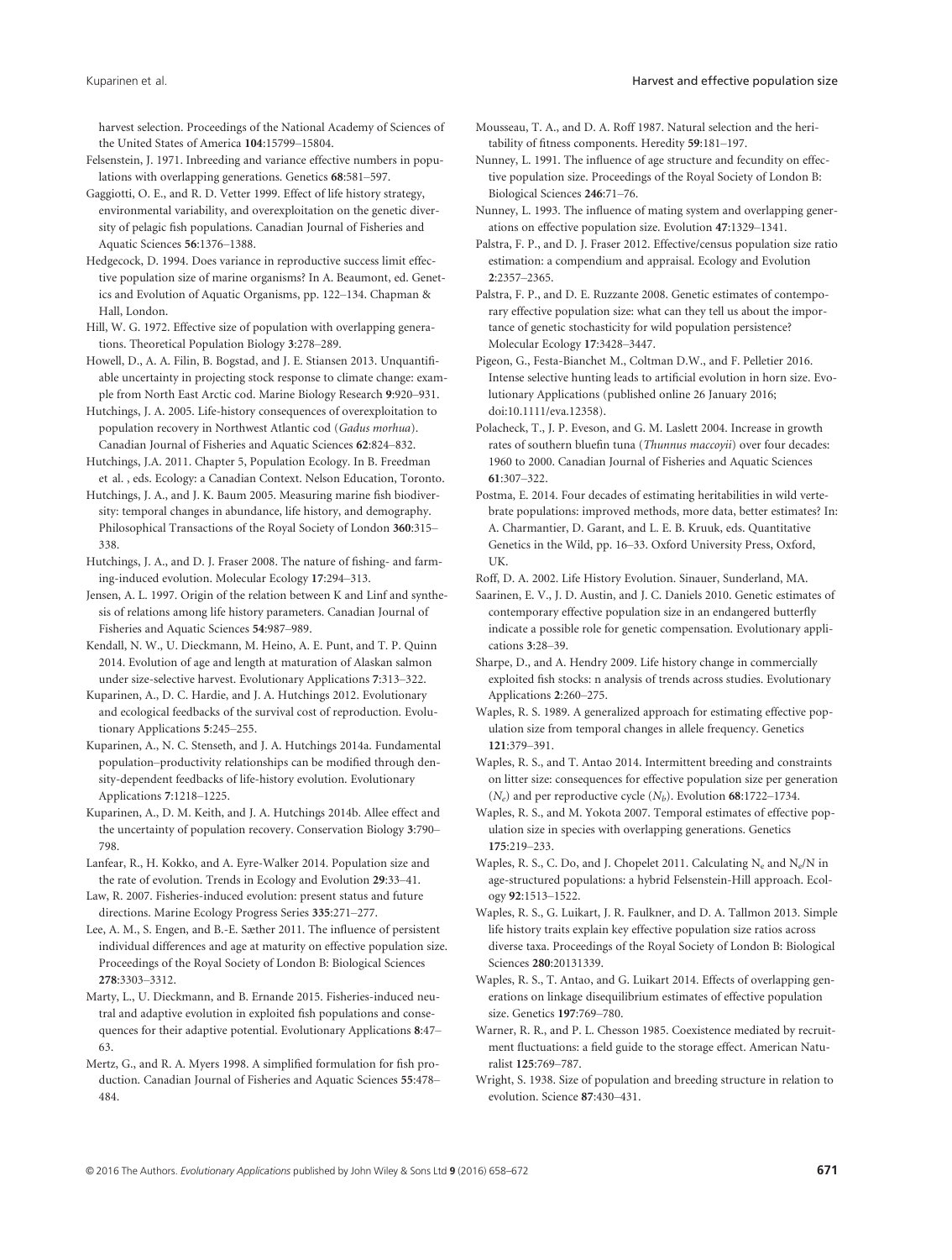harvest selection. Proceedings of the National Academy of Sciences of the United States of America **104**:15799–15804.

Felsenstein, J. 1971. Inbreeding and variance effective numbers in populations with overlapping generations. Genetics **68**:581–597.

Gaggiotti, O. E., and R. D. Vetter 1999. Effect of life history strategy, environmental variability, and overexploitation on the genetic diversity of pelagic fish populations. Canadian Journal of Fisheries and Aquatic Sciences **56**:1376–1388.

Hedgecock, D. 1994. Does variance in reproductive success limit effective population size of marine organisms? In A. Beaumont, ed. Genetics and Evolution of Aquatic Organisms, pp. 122–134. Chapman & Hall, London.

Hill, W. G. 1972. Effective size of population with overlapping generations. Theoretical Population Biology **3**:278–289.

Howell, D., A. A. Filin, B. Bogstad, and J. E. Stiansen 2013. Unquantifiable uncertainty in projecting stock response to climate change: example from North East Arctic cod. Marine Biology Research **9**:920–931.

Hutchings, J. A. 2005. Life-history consequences of overexploitation to population recovery in Northwest Atlantic cod (*Gadus morhua*). Canadian Journal of Fisheries and Aquatic Sciences **62**:824–832.

Hutchings, J.A. 2011. Chapter 5, Population Ecology. In B. Freedman et al. , eds. Ecology: a Canadian Context. Nelson Education, Toronto.

Hutchings, J. A., and J. K. Baum 2005. Measuring marine fish biodiversity: temporal changes in abundance, life history, and demography. Philosophical Transactions of the Royal Society of London **360**:315–338.

Hutchings, J. A., and D. J. Fraser 2008. The nature of fishing- and farming-induced evolution. Molecular Ecology **17**:294–313.

Jensen, A. L. 1997. Origin of the relation between K and Linf and synthesis of relations among life history parameters. Canadian Journal of Fisheries and Aquatic Sciences **54**:987–989.

Kendall, N. W., U. Dieckmann, M. Heino, A. E. Punt, and T. P. Quinn 2014. Evolution of age and length at maturation of Alaskan salmon under size-selective harvest. Evolutionary Applications **7**:313–322.

Kuparinen, A., D. C. Hardie, and J. A. Hutchings 2012. Evolutionary and ecological feedbacks of the survival cost of reproduction. Evolutionary Applications **5**:245–255.

Kuparinen, A., N. C. Stenseth, and J. A. Hutchings 2014a. Fundamental population–productivity relationships can be modified through density-dependent feedbacks of life-history evolution. Evolutionary Applications **7**:1218–1225.

Kuparinen, A., D. M. Keith, and J. A. Hutchings 2014b. Allee effect and the uncertainty of population recovery. Conservation Biology **3**:790–798.

Lanfear, R., H. Kokko, and A. Eyre-Walker 2014. Population size and the rate of evolution. Trends in Ecology and Evolution **29**:33–41.

Law, R. 2007. Fisheries-induced evolution: present status and future directions. Marine Ecology Progress Series **335**:271–277.

Lee, A. M., S. Engen, and B.-E. Sæther 2011. The influence of persistent individual differences and age at maturity on effective population size. Proceedings of the Royal Society of London B: Biological Sciences **278**:3303–3312.

Marty, L., U. Dieckmann, and B. Ernande 2015. Fisheries-induced neutral and adaptive evolution in exploited fish populations and consequences for their adaptive potential. Evolutionary Applications **8**:47–63.

Mertz, G., and R. A. Myers 1998. A simplified formulation for fish production. Canadian Journal of Fisheries and Aquatic Sciences **55**:478–484.

Mousseau, T. A., and D. A. Roff 1987. Natural selection and the heritability of fitness components. Heredity **59**:181–197.

Nunney, L. 1991. The influence of age structure and fecundity on effective population size. Proceedings of the Royal Society of London B: Biological Sciences **246**:71–76.

Nunney, L. 1993. The influence of mating system and overlapping generations on effective population size. Evolution **47**:1329–1341.

Palstra, F. P., and D. J. Fraser 2012. Effective/census population size ratio estimation: a compendium and appraisal. Ecology and Evolution **2**:2357–2365.

Palstra, F. P., and D. E. Ruzzante 2008. Genetic estimates of contemporary effective population size: what can they tell us about the importance of genetic stochasticity for wild population persistence? Molecular Ecology **17**:3428–3447.

Pigeon, G., Festa-Bianchet M., Coltman D.W., and F. Pelletier 2016. Intense selective hunting leads to artificial evolution in horn size. Evolutionary Applications (published online 26 January 2016; doi:10.1111/eva.12358).

Polacheck, T., J. P. Eveson, and G. M. Laslett 2004. Increase in growth rates of southern bluefin tuna (*Thunnus maccoyii*) over four decades: 1960 to 2000. Canadian Journal of Fisheries and Aquatic Sciences **61**:307–322.

Postma, E. 2014. Four decades of estimating heritabilities in wild vertebrate populations: improved methods, more data, better estimates? In: A. Charmantier, D. Garant, and L. E. B. Kruuk, eds. Quantitative Genetics in the Wild, pp. 16–33. Oxford University Press, Oxford, UK.

Roff, D. A. 2002. Life History Evolution. Sinauer, Sunderland, MA.

Saarinen, E. V., J. D. Austin, and J. C. Daniels 2010. Genetic estimates of contemporary effective population size in an endangered butterfly indicate a possible role for genetic compensation. Evolutionary applications **3**:28–39.

Sharpe, D., and A. Hendry 2009. Life history change in commercially exploited fish stocks: n analysis of trends across studies. Evolutionary Applications **2**:260–275.

Waples, R. S. 1989. A generalized approach for estimating effective population size from temporal changes in allele frequency. Genetics **121**:379–391.

Waples, R. S., and T. Antao 2014. Intermittent breeding and constraints on litter size: consequences for effective population size per generation ($N_e$) and per reproductive cycle ($N_b$). Evolution **68**:1722–1734.

Waples, R. S., and M. Yokota 2007. Temporal estimates of effective population size in species with overlapping generations. Genetics **175**:219–233.

Waples, R. S., C. Do, and J. Chopelet 2011. Calculating $N_e$ and $N_e$/N in age-structured populations: a hybrid Felsenstein-Hill approach. Ecology **92**:1513–1522.

Waples, R. S., G. Luikart, J. R. Faulkner, and D. A. Tallmon 2013. Simple life history traits explain key effective population size ratios across diverse taxa. Proceedings of the Royal Society of London B: Biological Sciences **280**:20131339.

Waples, R. S., T. Antao, and G. Luikart 2014. Effects of overlapping generations on linkage disequilibrium estimates of effective population size. Genetics **197**:769–780.

Warner, R. R., and P. L. Chesson 1985. Coexistence mediated by recruitment fluctuations: a field guide to the storage effect. American Naturalist **125**:769–787.

Wright, S. 1938. Size of population and breeding structure in relation to evolution. Science **87**:430–431.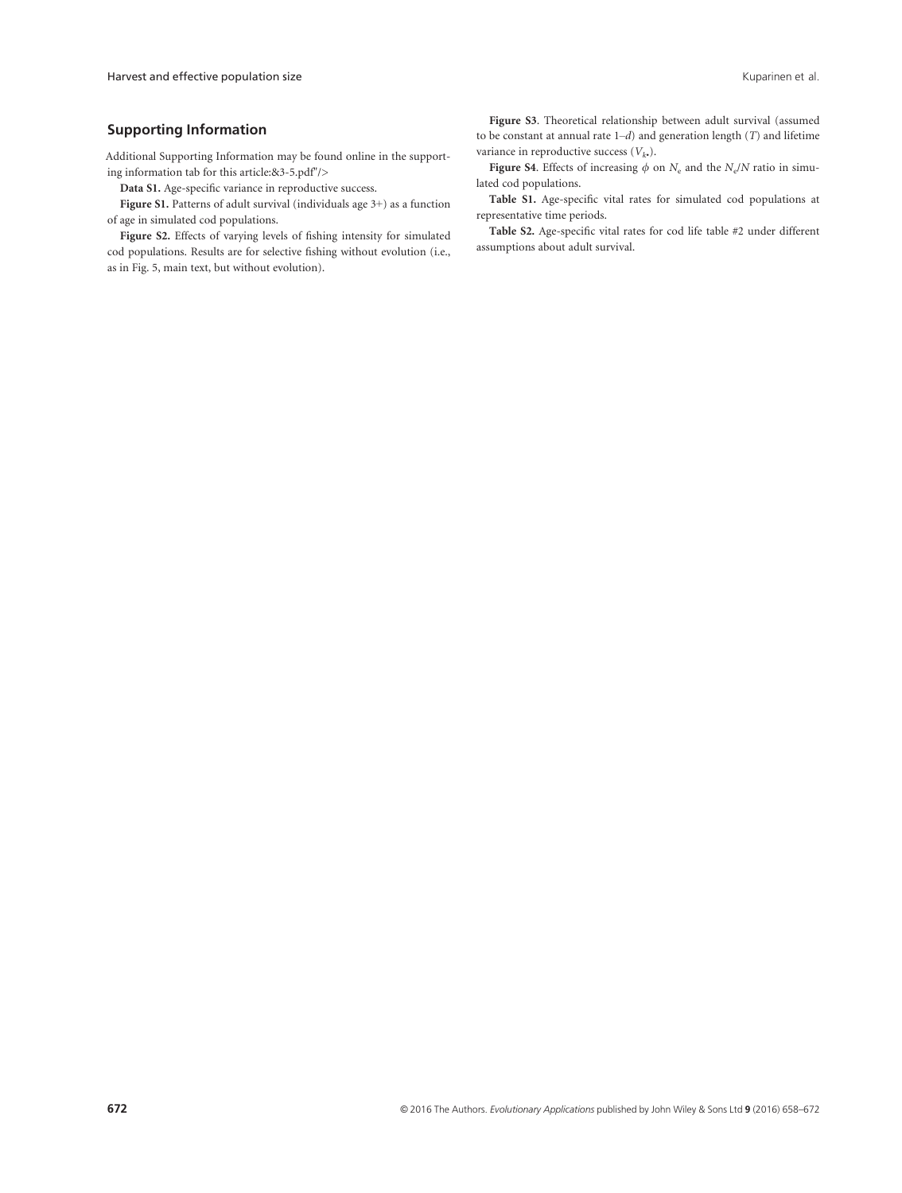## Supporting Information

Additional Supporting Information may be found online in the supporting information tab for this article:&3-5.pdf"/>

**Data S1.** Age-specific variance in reproductive success.

**Figure S1.** Patterns of adult survival (individuals age 3+) as a function of age in simulated cod populations.

**Figure S2.** Effects of varying levels of fishing intensity for simulated cod populations. Results are for selective fishing without evolution (i.e., as in Fig. 5, main text, but without evolution).

**Figure S3**. Theoretical relationship between adult survival (assumed to be constant at annual rate 1–$d$) and generation length ($T$) and lifetime variance in reproductive success ($V_{k\bullet}$).

**Figure S4**. Effects of increasing $\phi$ on $N_e$ and the $N_e/N$ ratio in simulated cod populations.

**Table S1.** Age-specific vital rates for simulated cod populations at representative time periods.

**Table S2.** Age-specific vital rates for cod life table #2 under different assumptions about adult survival.